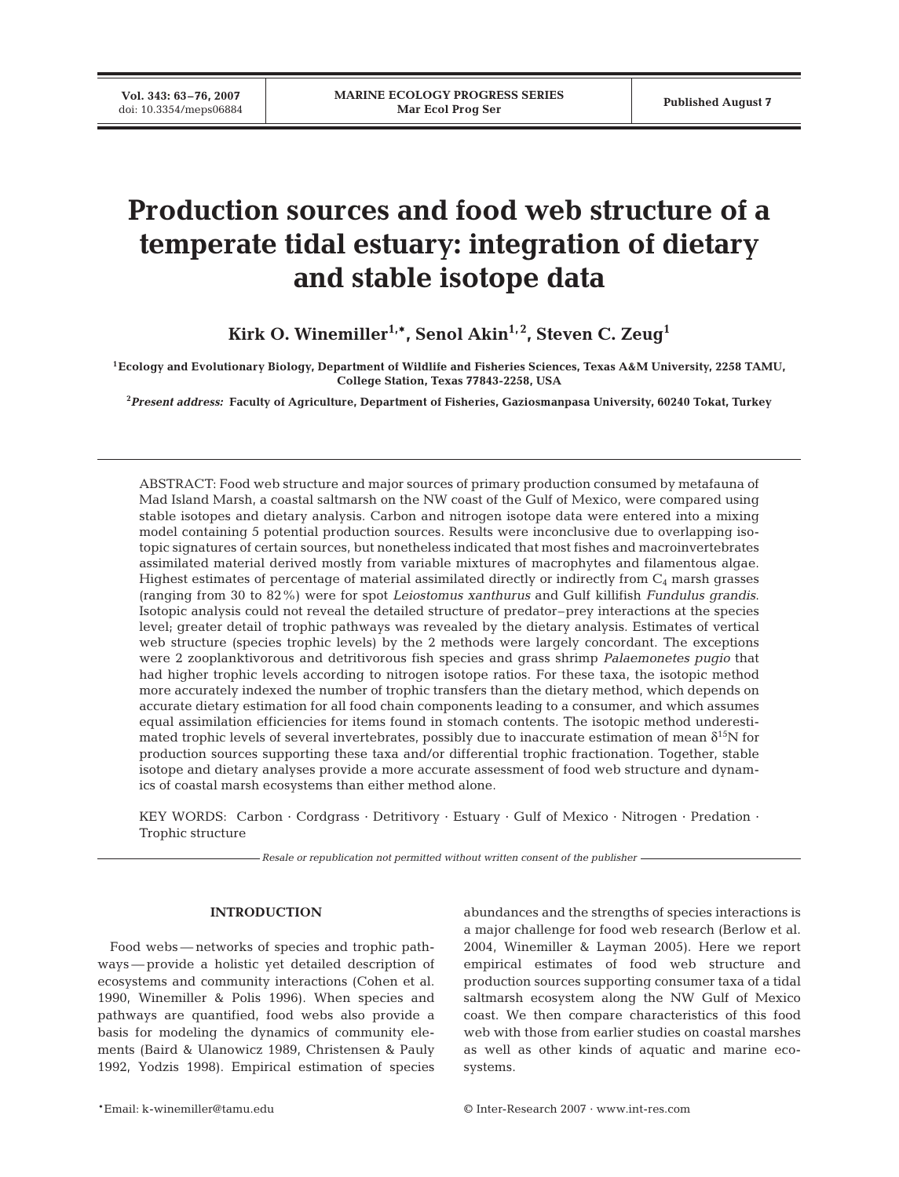# Production sources and food web structure of a temperate tidal estuary: integration of dietary and stable isotope data

**Kirk O. Winemiller[1,*], Senol Akin[1,2], Steven C. Zeug[1]**

[1]Ecology and Evolutionary Biology, Department of Wildlife and Fisheries Sciences, Texas A&M University, 2258 TAMU, College Station, Texas 77843-2258, USA

[2]*Present address:* Faculty of Agriculture, Department of Fisheries, Gaziosmanpasa University, 60240 Tokat, Turkey

ABSTRACT: Food web structure and major sources of primary production consumed by metafauna of Mad Island Marsh, a coastal saltmarsh on the NW coast of the Gulf of Mexico, were compared using stable isotopes and dietary analysis. Carbon and nitrogen isotope data were entered into a mixing model containing 5 potential production sources. Results were inconclusive due to overlapping isotopic signatures of certain sources, but nonetheless indicated that most fishes and macroinvertebrates assimilated material derived mostly from variable mixtures of macrophytes and filamentous algae. Highest estimates of percentage of material assimilated directly or indirectly from $C_4$ marsh grasses (ranging from 30 to 82%) were for spot *Leiostomus xanthurus* and Gulf killifish *Fundulus grandis*. Isotopic analysis could not reveal the detailed structure of predator–prey interactions at the species level; greater detail of trophic pathways was revealed by the dietary analysis. Estimates of vertical web structure (species trophic levels) by the 2 methods were largely concordant. The exceptions were 2 zooplanktivorous and detritivorous fish species and grass shrimp *Palaemonetes pugio* that had higher trophic levels according to nitrogen isotope ratios. For these taxa, the isotopic method more accurately indexed the number of trophic transfers than the dietary method, which depends on accurate dietary estimation for all food chain components leading to a consumer, and which assumes equal assimilation efficiencies for items found in stomach contents. The isotopic method underestimated trophic levels of several invertebrates, possibly due to inaccurate estimation of mean $\delta^{15}N$ for production sources supporting these taxa and/or differential trophic fractionation. Together, stable isotope and dietary analyses provide a more accurate assessment of food web structure and dynamics of coastal marsh ecosystems than either method alone.

KEY WORDS: Carbon · Cordgrass · Detritivory · Estuary · Gulf of Mexico · Nitrogen · Predation · Trophic structure

*Resale or republication not permitted without written consent of the publisher*

## INTRODUCTION

Food webs — networks of species and trophic pathways — provide a holistic yet detailed description of ecosystems and community interactions (Cohen et al. 1990, Winemiller & Polis 1996). When species and pathways are quantified, food webs also provide a basis for modeling the dynamics of community elements (Baird & Ulanowicz 1989, Christensen & Pauly 1992, Yodzis 1998). Empirical estimation of species abundances and the strengths of species interactions is a major challenge for food web research (Berlow et al. 2004, Winemiller & Layman 2005). Here we report empirical estimates of food web structure and production sources supporting consumer taxa of a tidal saltmarsh ecosystem along the NW Gulf of Mexico coast. We then compare characteristics of this food web with those from earlier studies on coastal marshes as well as other kinds of aquatic and marine ecosystems.

*Email: k-winemiller@tamu.edu

© Inter-Research 2007 · www.int-res.com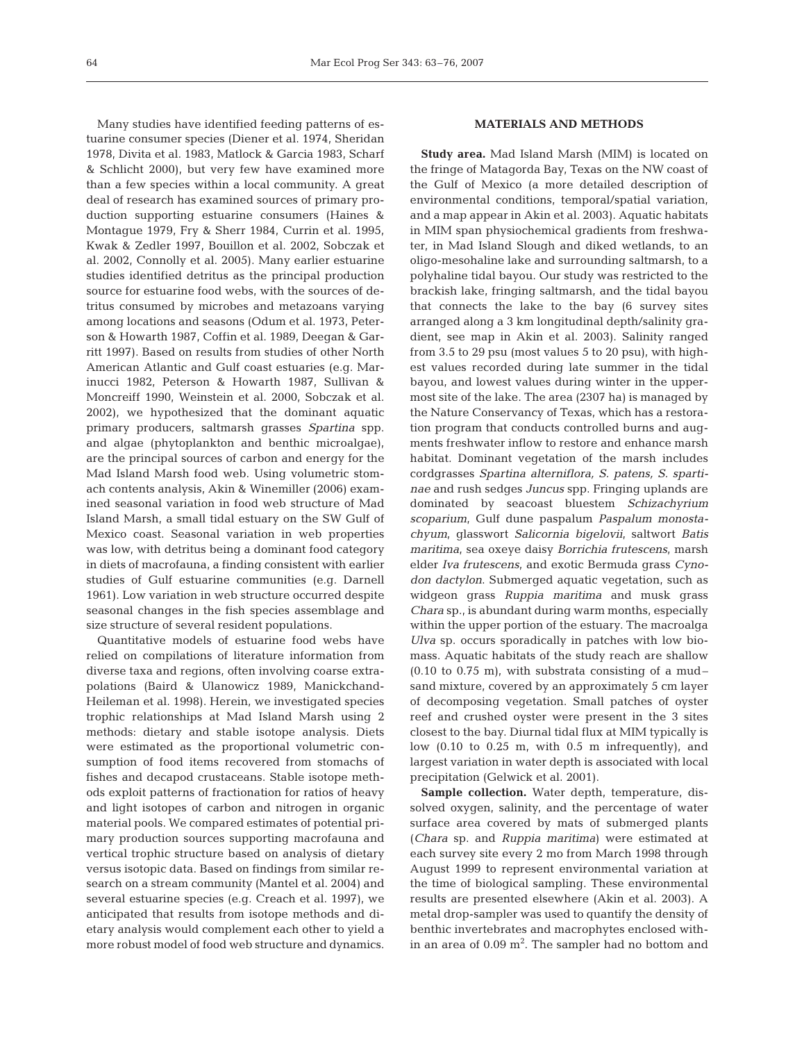Many studies have identified feeding patterns of estuarine consumer species (Diener et al. 1974, Sheridan 1978, Divita et al. 1983, Matlock & Garcia 1983, Scharf & Schlicht 2000), but very few have examined more than a few species within a local community. A great deal of research has examined sources of primary production supporting estuarine consumers (Haines & Montague 1979, Fry & Sherr 1984, Currin et al. 1995, Kwak & Zedler 1997, Bouillon et al. 2002, Sobczak et al. 2002, Connolly et al. 2005). Many earlier estuarine studies identified detritus as the principal production source for estuarine food webs, with the sources of detritus consumed by microbes and metazoans varying among locations and seasons (Odum et al. 1973, Peterson & Howarth 1987, Coffin et al. 1989, Deegan & Garritt 1997). Based on results from studies of other North American Atlantic and Gulf coast estuaries (e.g. Marinucci 1982, Peterson & Howarth 1987, Sullivan & Moncreiff 1990, Weinstein et al. 2000, Sobczak et al. 2002), we hypothesized that the dominant aquatic primary producers, saltmarsh grasses *Spartina* spp. and algae (phytoplankton and benthic microalgae), are the principal sources of carbon and energy for the Mad Island Marsh food web. Using volumetric stomach contents analysis, Akin & Winemiller (2006) examined seasonal variation in food web structure of Mad Island Marsh, a small tidal estuary on the SW Gulf of Mexico coast. Seasonal variation in web properties was low, with detritus being a dominant food category in diets of macrofauna, a finding consistent with earlier studies of Gulf estuarine communities (e.g. Darnell 1961). Low variation in web structure occurred despite seasonal changes in the fish species assemblage and size structure of several resident populations.

Quantitative models of estuarine food webs have relied on compilations of literature information from diverse taxa and regions, often involving coarse extrapolations (Baird & Ulanowicz 1989, Manickchand-Heileman et al. 1998). Herein, we investigated species trophic relationships at Mad Island Marsh using 2 methods: dietary and stable isotope analysis. Diets were estimated as the proportional volumetric consumption of food items recovered from stomachs of fishes and decapod crustaceans. Stable isotope methods exploit patterns of fractionation for ratios of heavy and light isotopes of carbon and nitrogen in organic material pools. We compared estimates of potential primary production sources supporting macrofauna and vertical trophic structure based on analysis of dietary versus isotopic data. Based on findings from similar research on a stream community (Mantel et al. 2004) and several estuarine species (e.g. Creach et al. 1997), we anticipated that results from isotope methods and dietary analysis would complement each other to yield a more robust model of food web structure and dynamics.

## MATERIALS AND METHODS

**Study area.** Mad Island Marsh (MIM) is located on the fringe of Matagorda Bay, Texas on the NW coast of the Gulf of Mexico (a more detailed description of environmental conditions, temporal/spatial variation, and a map appear in Akin et al. 2003). Aquatic habitats in MIM span physiochemical gradients from freshwater, in Mad Island Slough and diked wetlands, to an oligo-mesohaline lake and surrounding saltmarsh, to a polyhaline tidal bayou. Our study was restricted to the brackish lake, fringing saltmarsh, and the tidal bayou that connects the lake to the bay (6 survey sites arranged along a 3 km longitudinal depth/salinity gradient, see map in Akin et al. 2003). Salinity ranged from 3.5 to 29 psu (most values 5 to 20 psu), with highest values recorded during late summer in the tidal bayou, and lowest values during winter in the uppermost site of the lake. The area (2307 ha) is managed by the Nature Conservancy of Texas, which has a restoration program that conducts controlled burns and augments freshwater inflow to restore and enhance marsh habitat. Dominant vegetation of the marsh includes cordgrasses *Spartina alterniflora, S. patens, S. spartinae* and rush sedges *Juncus* spp. Fringing uplands are dominated by seacoast bluestem *Schizachyrium scoparium*, Gulf dune paspalum *Paspalum monostachyum*, glasswort *Salicornia bigelovii*, saltwort *Batis maritima*, sea oxeye daisy *Borrichia frutescens*, marsh elder *Iva frutescens*, and exotic Bermuda grass *Cynodon dactylon*. Submerged aquatic vegetation, such as widgeon grass *Ruppia maritima* and musk grass *Chara* sp., is abundant during warm months, especially within the upper portion of the estuary. The macroalga *Ulva* sp. occurs sporadically in patches with low biomass. Aquatic habitats of the study reach are shallow (0.10 to 0.75 m), with substrata consisting of a mud–sand mixture, covered by an approximately 5 cm layer of decomposing vegetation. Small patches of oyster reef and crushed oyster were present in the 3 sites closest to the bay. Diurnal tidal flux at MIM typically is low (0.10 to 0.25 m, with 0.5 m infrequently), and largest variation in water depth is associated with local precipitation (Gelwick et al. 2001).

**Sample collection.** Water depth, temperature, dissolved oxygen, salinity, and the percentage of water surface area covered by mats of submerged plants (*Chara* sp. and *Ruppia maritima*) were estimated at each survey site every 2 mo from March 1998 through August 1999 to represent environmental variation at the time of biological sampling. These environmental results are presented elsewhere (Akin et al. 2003). A metal drop-sampler was used to quantify the density of benthic invertebrates and macrophytes enclosed within an area of 0.09 $m^2$. The sampler had no bottom and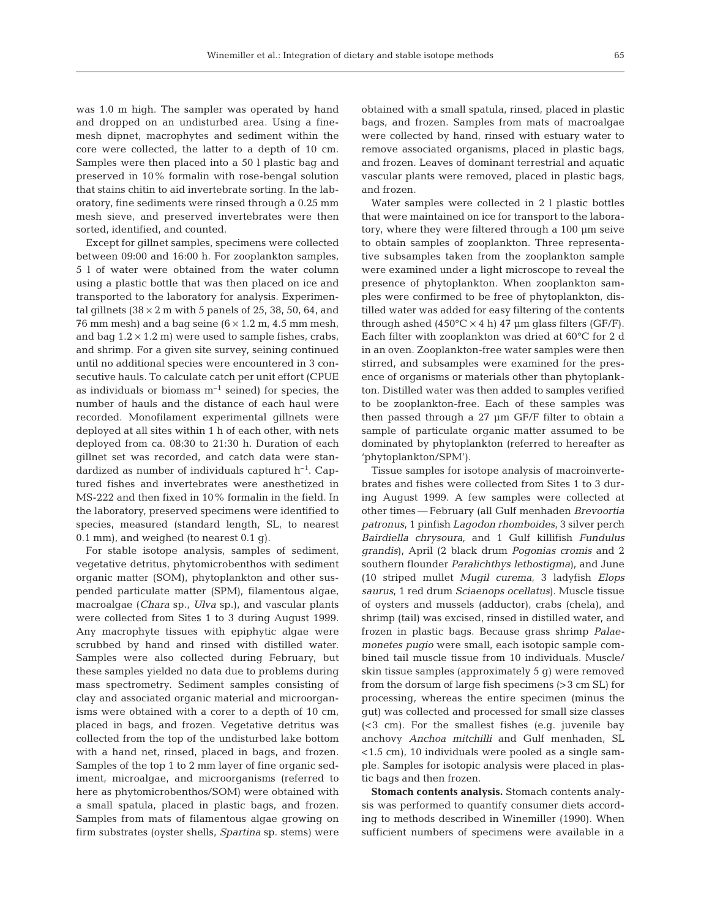was 1.0 m high. The sampler was operated by hand and dropped on an undisturbed area. Using a fine-mesh dipnet, macrophytes and sediment within the core were collected, the latter to a depth of 10 cm. Samples were then placed into a 50 l plastic bag and preserved in 10% formalin with rose-bengal solution that stains chitin to aid invertebrate sorting. In the laboratory, fine sediments were rinsed through a 0.25 mm mesh sieve, and preserved invertebrates were then sorted, identified, and counted.

Except for gillnet samples, specimens were collected between 09:00 and 16:00 h. For zooplankton samples, 5 l of water were obtained from the water column using a plastic bottle that was then placed on ice and transported to the laboratory for analysis. Experimental gillnets ($38 \times 2$ m with 5 panels of 25, 38, 50, 64, and 76 mm mesh) and a bag seine ($6 \times 1.2$ m, 4.5 mm mesh, and bag $1.2 \times 1.2$ m) were used to sample fishes, crabs, and shrimp. For a given site survey, seining continued until no additional species were encountered in 3 consecutive hauls. To calculate catch per unit effort (CPUE as individuals or biomass $m^{-1}$ seined) for species, the number of hauls and the distance of each haul were recorded. Monofilament experimental gillnets were deployed at all sites within 1 h of each other, with nets deployed from ca. 08:30 to 21:30 h. Duration of each gillnet set was recorded, and catch data were standardized as number of individuals captured $h^{-1}$. Captured fishes and invertebrates were anesthetized in MS-222 and then fixed in 10% formalin in the field. In the laboratory, preserved specimens were identified to species, measured (standard length, SL, to nearest 0.1 mm), and weighed (to nearest 0.1 g).

For stable isotope analysis, samples of sediment, vegetative detritus, phytomicrobenthos with sediment organic matter (SOM), phytoplankton and other suspended particulate matter (SPM), filamentous algae, macroalgae (*Chara* sp., *Ulva* sp.), and vascular plants were collected from Sites 1 to 3 during August 1999. Any macrophyte tissues with epiphytic algae were scrubbed by hand and rinsed with distilled water. Samples were also collected during February, but these samples yielded no data due to problems during mass spectrometry. Sediment samples consisting of clay and associated organic material and microorganisms were obtained with a corer to a depth of 10 cm, placed in bags, and frozen. Vegetative detritus was collected from the top of the undisturbed lake bottom with a hand net, rinsed, placed in bags, and frozen. Samples of the top 1 to 2 mm layer of fine organic sediment, microalgae, and microorganisms (referred to here as phytomicrobenthos/SOM) were obtained with a small spatula, placed in plastic bags, and frozen. Samples from mats of filamentous algae growing on firm substrates (oyster shells, *Spartina* sp. stems) were obtained with a small spatula, rinsed, placed in plastic bags, and frozen. Samples from mats of macroalgae were collected by hand, rinsed with estuary water to remove associated organisms, placed in plastic bags, and frozen. Leaves of dominant terrestrial and aquatic vascular plants were removed, placed in plastic bags, and frozen.

Water samples were collected in 2 l plastic bottles that were maintained on ice for transport to the laboratory, where they were filtered through a 100 µm seive to obtain samples of zooplankton. Three representative subsamples taken from the zooplankton sample were examined under a light microscope to reveal the presence of phytoplankton. When zooplankton samples were confirmed to be free of phytoplankton, distilled water was added for easy filtering of the contents through ashed ($450°C \times 4$ h) 47 µm glass filters (GF/F). Each filter with zooplankton was dried at 60°C for 2 d in an oven. Zooplankton-free water samples were then stirred, and subsamples were examined for the presence of organisms or materials other than phytoplankton. Distilled water was then added to samples verified to be zooplankton-free. Each of these samples was then passed through a 27 µm GF/F filter to obtain a sample of particulate organic matter assumed to be dominated by phytoplankton (referred to hereafter as 'phytoplankton/SPM').

Tissue samples for isotope analysis of macroinvertebrates and fishes were collected from Sites 1 to 3 during August 1999. A few samples were collected at other times — February (all Gulf menhaden *Brevoortia patronus*, 1 pinfish *Lagodon rhomboides*, 3 silver perch *Bairdiella chrysoura*, and 1 Gulf killifish *Fundulus grandis*), April (2 black drum *Pogonias cromis* and 2 southern flounder *Paralichthys lethostigma*), and June (10 striped mullet *Mugil curema*, 3 ladyfish *Elops saurus*, 1 red drum *Sciaenops ocellatus*). Muscle tissue of oysters and mussels (adductor), crabs (chela), and shrimp (tail) was excised, rinsed in distilled water, and frozen in plastic bags. Because grass shrimp *Palaemonetes pugio* were small, each isotopic sample combined tail muscle tissue from 10 individuals. Muscle/skin tissue samples (approximately 5 g) were removed from the dorsum of large fish specimens (>3 cm SL) for processing, whereas the entire specimen (minus the gut) was collected and processed for small size classes (<3 cm). For the smallest fishes (e.g. juvenile bay anchovy *Anchoa mitchilli* and Gulf menhaden, SL <1.5 cm), 10 individuals were pooled as a single sample. Samples for isotopic analysis were placed in plastic bags and then frozen.

**Stomach contents analysis.** Stomach contents analysis was performed to quantify consumer diets according to methods described in Winemiller (1990). When sufficient numbers of specimens were available in a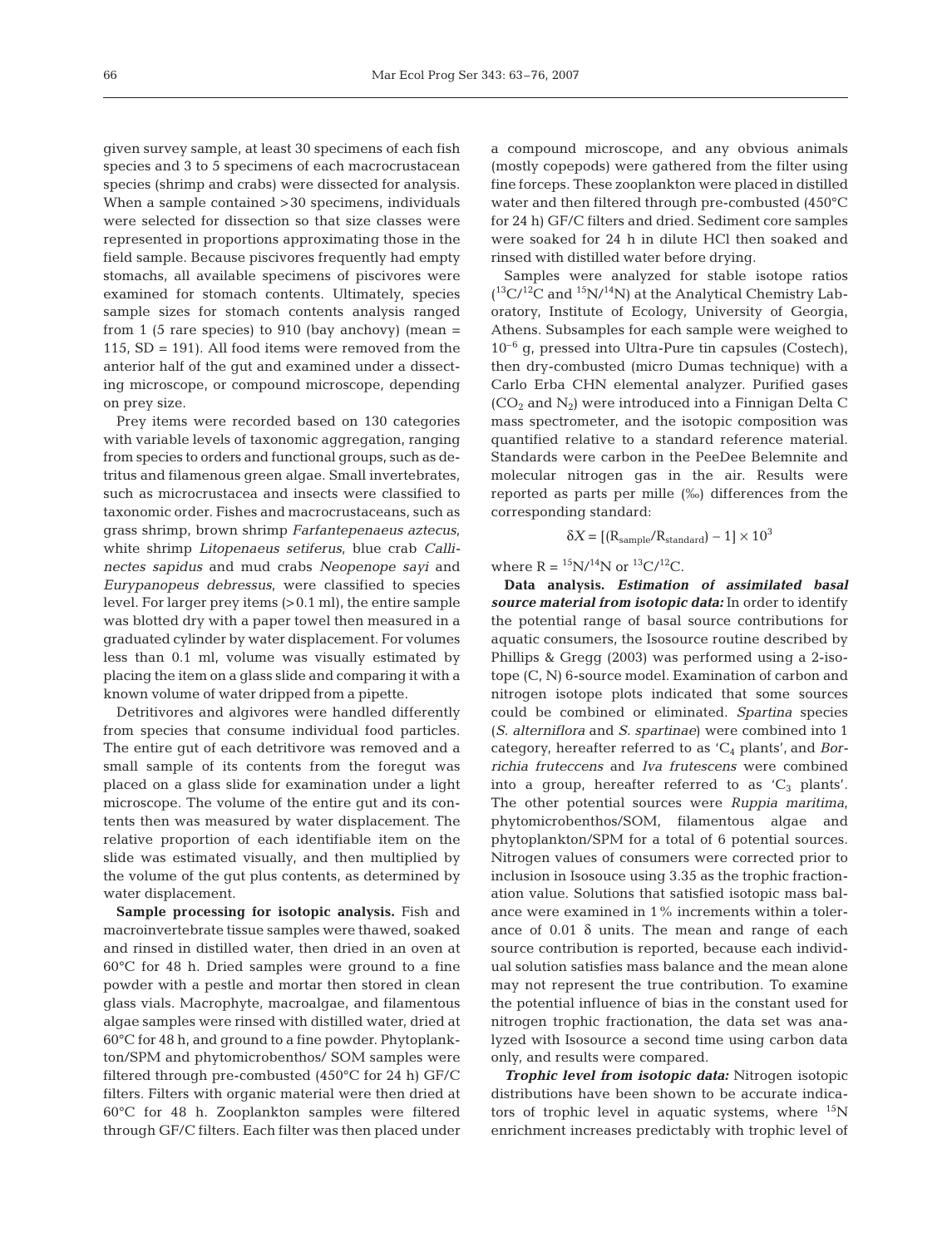given survey sample, at least 30 specimens of each fish species and 3 to 5 specimens of each macrocrustacean species (shrimp and crabs) were dissected for analysis. When a sample contained >30 specimens, individuals were selected for dissection so that size classes were represented in proportions approximating those in the field sample. Because piscivores frequently had empty stomachs, all available specimens of piscivores were examined for stomach contents. Ultimately, species sample sizes for stomach contents analysis ranged from 1 (5 rare species) to 910 (bay anchovy) (mean = 115, SD = 191). All food items were removed from the anterior half of the gut and examined under a dissecting microscope, or compound microscope, depending on prey size.

Prey items were recorded based on 130 categories with variable levels of taxonomic aggregation, ranging from species to orders and functional groups, such as detritus and filamenous green algae. Small invertebrates, such as microcrustacea and insects were classified to taxonomic order. Fishes and macrocrustaceans, such as grass shrimp, brown shrimp *Farfantepenaeus aztecus*, white shrimp *Litopenaeus setiferus*, blue crab *Callinectes sapidus* and mud crabs *Neopenope sayi* and *Eurypanopeus debressus*, were classified to species level. For larger prey items (>0.1 ml), the entire sample was blotted dry with a paper towel then measured in a graduated cylinder by water displacement. For volumes less than 0.1 ml, volume was visually estimated by placing the item on a glass slide and comparing it with a known volume of water dripped from a pipette.

Detritivores and algivores were handled differently from species that consume individual food particles. The entire gut of each detritivore was removed and a small sample of its contents from the foregut was placed on a glass slide for examination under a light microscope. The volume of the entire gut and its contents then was measured by water displacement. The relative proportion of each identifiable item on the slide was estimated visually, and then multiplied by the volume of the gut plus contents, as determined by water displacement.

**Sample processing for isotopic analysis.** Fish and macroinvertebrate tissue samples were thawed, soaked and rinsed in distilled water, then dried in an oven at 60°C for 48 h. Dried samples were ground to a fine powder with a pestle and mortar then stored in clean glass vials. Macrophyte, macroalgae, and filamentous algae samples were rinsed with distilled water, dried at 60°C for 48 h, and ground to a fine powder. Phytoplankton/SPM and phytomicrobenthos/ SOM samples were filtered through pre-combusted (450°C for 24 h) GF/C filters. Filters with organic material were then dried at 60°C for 48 h. Zooplankton samples were filtered through GF/C filters. Each filter was then placed under a compound microscope, and any obvious animals (mostly copepods) were gathered from the filter using fine forceps. These zooplankton were placed in distilled water and then filtered through pre-combusted (450°C for 24 h) GF/C filters and dried. Sediment core samples were soaked for 24 h in dilute HCl then soaked and rinsed with distilled water before drying.

Samples were analyzed for stable isotope ratios ($^{13}C/^{12}C$ and $^{15}N/^{14}N$) at the Analytical Chemistry Laboratory, Institute of Ecology, University of Georgia, Athens. Subsamples for each sample were weighed to $10^{-6}$ g, pressed into Ultra-Pure tin capsules (Costech), then dry-combusted (micro Dumas technique) with a Carlo Erba CHN elemental analyzer. Purified gases ($CO_2$ and $N_2$) were introduced into a Finnigan Delta C mass spectrometer, and the isotopic composition was quantified relative to a standard reference material. Standards were carbon in the PeeDee Belemnite and molecular nitrogen gas in the air. Results were reported as parts per mille (‰) differences from the corresponding standard:

$$\delta X = [(R_{sample}/R_{standard}) - 1] \times 10^3$$

where $R = {}^{15}N/{}^{14}N$ or ${}^{13}C/{}^{12}C$.

**Data analysis.** ***Estimation of assimilated basal source material from isotopic data:*** In order to identify the potential range of basal source contributions for aquatic consumers, the Isosource routine described by Phillips & Gregg (2003) was performed using a 2-isotope (C, N) 6-source model. Examination of carbon and nitrogen isotope plots indicated that some sources could be combined or eliminated. *Spartina* species (*S. alterniflora* and *S. spartinae*) were combined into 1 category, hereafter referred to as '$C_4$ plants', and *Borrichia fruteccens* and *Iva frutescens* were combined into a group, hereafter referred to as '$C_3$ plants'. The other potential sources were *Ruppia maritima*, phytomicrobenthos/SOM, filamentous algae and phytoplankton/SPM for a total of 6 potential sources. Nitrogen values of consumers were corrected prior to inclusion in Isosouce using 3.35 as the trophic fractionation value. Solutions that satisfied isotopic mass balance were examined in 1% increments within a tolerance of 0.01 δ units. The mean and range of each source contribution is reported, because each individual solution satisfies mass balance and the mean alone may not represent the true contribution. To examine the potential influence of bias in the constant used for nitrogen trophic fractionation, the data set was analyzed with Isosource a second time using carbon data only, and results were compared.

***Trophic level from isotopic data:*** Nitrogen isotopic distributions have been shown to be accurate indicators of trophic level in aquatic systems, where $^{15}N$ enrichment increases predictably with trophic level of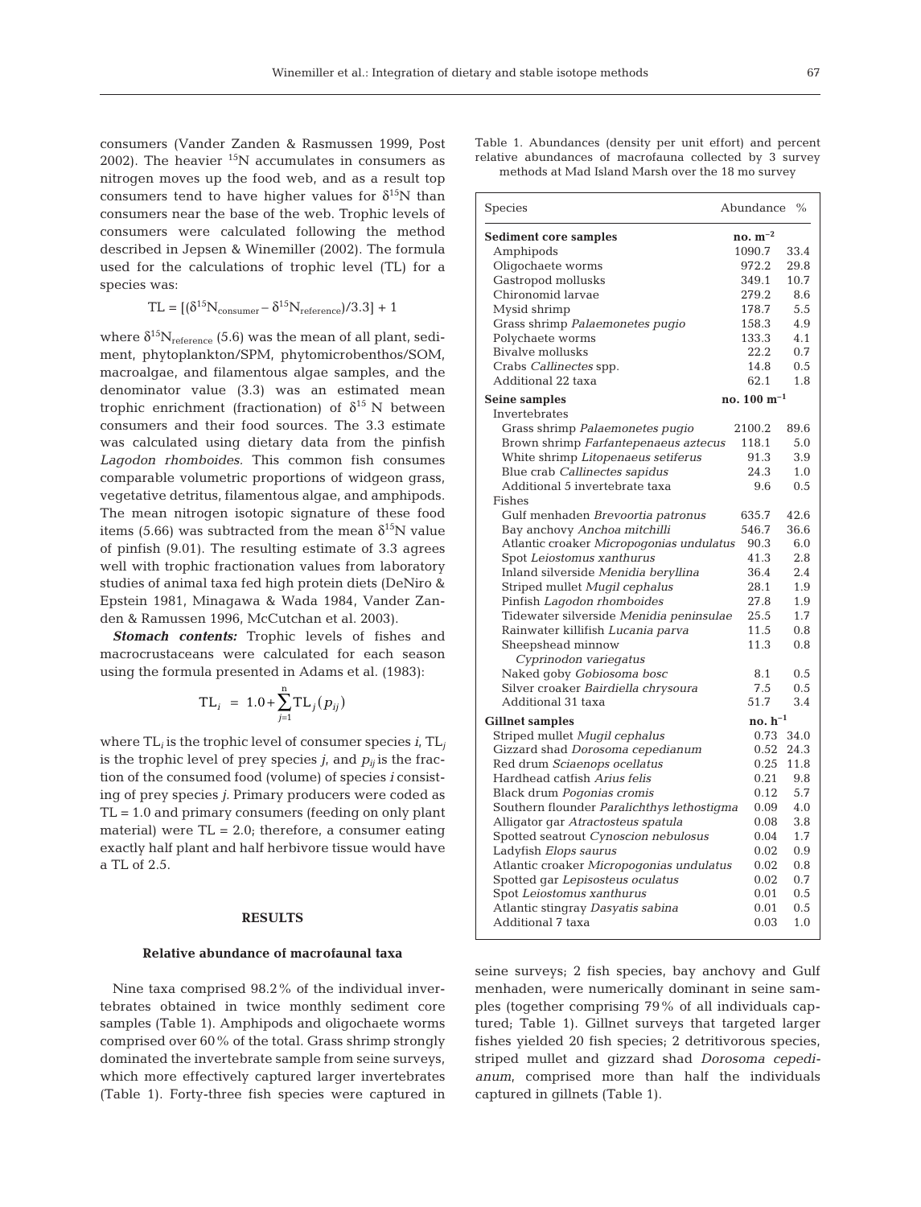consumers (Vander Zanden & Rasmussen 1999, Post 2002). The heavier $^{15}N$ accumulates in consumers as nitrogen moves up the food web, and as a result top consumers tend to have higher values for $\delta^{15}N$ than consumers near the base of the web. Trophic levels of consumers were calculated following the method described in Jepsen & Winemiller (2002). The formula used for the calculations of trophic level (TL) for a species was:

$$TL = [(\delta^{15}N_{consumer} - \delta^{15}N_{reference})/3.3] + 1$$

where $\delta^{15}N_{reference}$ (5.6) was the mean of all plant, sediment, phytoplankton/SPM, phytomicrobenthos/SOM, macroalgae, and filamentous algae samples, and the denominator value (3.3) was an estimated mean trophic enrichment (fractionation) of $\delta^{15}$ N between consumers and their food sources. The 3.3 estimate was calculated using dietary data from the pinfish *Lagodon rhomboides*. This common fish consumes comparable volumetric proportions of widgeon grass, vegetative detritus, filamentous algae, and amphipods. The mean nitrogen isotopic signature of these food items (5.66) was subtracted from the mean $\delta^{15}N$ value of pinfish (9.01). The resulting estimate of 3.3 agrees well with trophic fractionation values from laboratory studies of animal taxa fed high protein diets (DeNiro & Epstein 1981, Minagawa & Wada 1984, Vander Zanden & Ramussen 1996, McCutchan et al. 2003).

***Stomach contents:*** Trophic levels of fishes and macrocrustaceans were calculated for each season using the formula presented in Adams et al. (1983):

$$TL_i = 1.0 + \sum_{j=1}^{n} TL_j(p_{ij})$$

where $TL_i$ is the trophic level of consumer species *i*, $TL_j$ is the trophic level of prey species *j*, and $p_{ij}$ is the fraction of the consumed food (volume) of species *i* consisting of prey species *j*. Primary producers were coded as TL = 1.0 and primary consumers (feeding on only plant material) were TL = 2.0; therefore, a consumer eating exactly half plant and half herbivore tissue would have a TL of 2.5.

Table 1. Abundances (density per unit effort) and percent relative abundances of macrofauna collected by 3 survey methods at Mad Island Marsh over the 18 mo survey

| Species | Abundance | % |
|---|---|---|
| **Sediment core samples** | **no. m$^{-2}$** | |
| Amphipods | 1090.7 | 33.4 |
| Oligochaete worms | 972.2 | 29.8 |
| Gastropod mollusks | 349.1 | 10.7 |
| Chironomid larvae | 279.2 | 8.6 |
| Mysid shrimp | 178.7 | 5.5 |
| Grass shrimp *Palaemonetes pugio* | 158.3 | 4.9 |
| Polychaete worms | 133.3 | 4.1 |
| Bivalve mollusks | 22.2 | 0.7 |
| Crabs *Callinectes* spp. | 14.8 | 0.5 |
| Additional 22 taxa | 62.1 | 1.8 |
| **Seine samples** | **no. 100 m$^{-1}$** | |
| Invertebrates | | |
| Grass shrimp *Palaemonetes pugio* | 2100.2 | 89.6 |
| Brown shrimp *Farfantepenaeus aztecus* | 118.1 | 5.0 |
| White shrimp *Litopenaeus setiferus* | 91.3 | 3.9 |
| Blue crab *Callinectes sapidus* | 24.3 | 1.0 |
| Additional 5 invertebrate taxa | 9.6 | 0.5 |
| Fishes | | |
| Gulf menhaden *Brevoortia patronus* | 635.7 | 42.6 |
| Bay anchovy *Anchoa mitchilli* | 546.7 | 36.6 |
| Atlantic croaker *Micropogonias undulatus* | 90.3 | 6.0 |
| Spot *Leiostomus xanthurus* | 41.3 | 2.8 |
| Inland silverside *Menidia beryllina* | 36.4 | 2.4 |
| Striped mullet *Mugil cephalus* | 28.1 | 1.9 |
| Pinfish *Lagodon rhomboides* | 27.8 | 1.9 |
| Tidewater silverside *Menidia peninsulae* | 25.5 | 1.7 |
| Rainwater killifish *Lucania parva* | 11.5 | 0.8 |
| Sheepshead minnow *Cyprinodon variegatus* | 11.3 | 0.8 |
| Naked goby *Gobiosoma bosc* | 8.1 | 0.5 |
| Silver croaker *Bairdiella chrysoura* | 7.5 | 0.5 |
| Additional 31 taxa | 51.7 | 3.4 |
| **Gillnet samples** | **no. h$^{-1}$** | |
| Striped mullet *Mugil cephalus* | 0.73 | 34.0 |
| Gizzard shad *Dorosoma cepedianum* | 0.52 | 24.3 |
| Red drum *Sciaenops ocellatus* | 0.25 | 11.8 |
| Hardhead catfish *Arius felis* | 0.21 | 9.8 |
| Black drum *Pogonias cromis* | 0.12 | 5.7 |
| Southern flounder *Paralichthys lethostigma* | 0.09 | 4.0 |
| Alligator gar *Atractosteus spatula* | 0.08 | 3.8 |
| Spotted seatrout *Cynoscion nebulosus* | 0.04 | 1.7 |
| Ladyfish *Elops saurus* | 0.02 | 0.9 |
| Atlantic croaker *Micropogonias undulatus* | 0.02 | 0.8 |
| Spotted gar *Lepisosteus oculatus* | 0.02 | 0.7 |
| Spot *Leiostomus xanthurus* | 0.01 | 0.5 |
| Atlantic stingray *Dasyatis sabina* | 0.01 | 0.5 |
| Additional 7 taxa | 0.03 | 1.0 |

## RESULTS

### Relative abundance of macrofaunal taxa

Nine taxa comprised 98.2% of the individual invertebrates obtained in twice monthly sediment core samples (Table 1). Amphipods and oligochaete worms comprised over 60% of the total. Grass shrimp strongly dominated the invertebrate sample from seine surveys, which more effectively captured larger invertebrates (Table 1). Forty-three fish species were captured in seine surveys; 2 fish species, bay anchovy and Gulf menhaden, were numerically dominant in seine samples (together comprising 79% of all individuals captured; Table 1). Gillnet surveys that targeted larger fishes yielded 20 fish species; 2 detritivorous species, striped mullet and gizzard shad *Dorosoma cepedianum*, comprised more than half the individuals captured in gillnets (Table 1).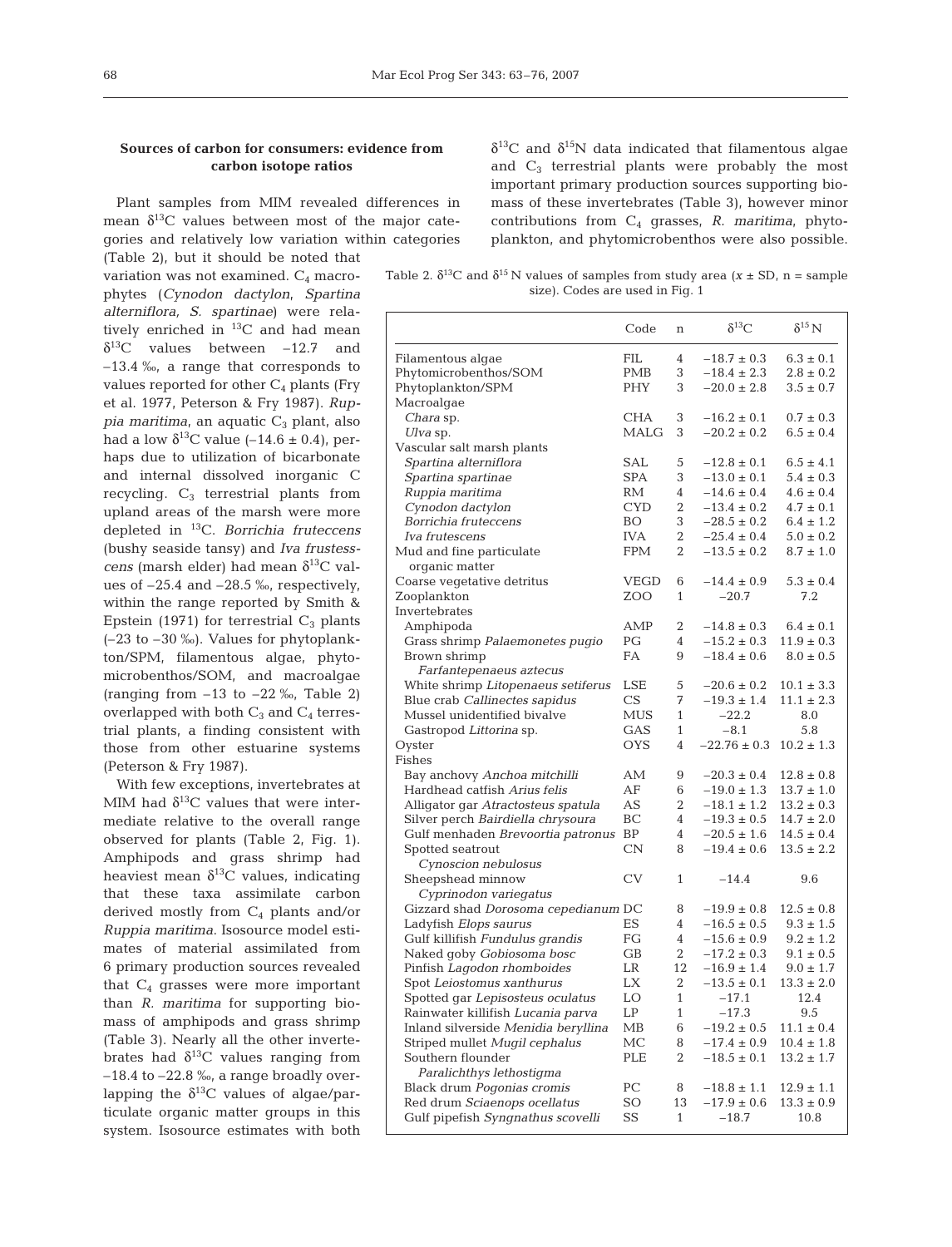### Sources of carbon for consumers: evidence from carbon isotope ratios

Plant samples from MIM revealed differences in mean $\delta^{13}C$ values between most of the major categories and relatively low variation within categories (Table 2), but it should be noted that variation was not examined. $C_4$ macrophytes (*Cynodon dactylon*, *Spartina alterniflora*, *S. spartinae*) were relatively enriched in $^{13}C$ and had mean $\delta^{13}C$ values between –12.7 and –13.4 ‰, a range that corresponds to values reported for other $C_4$ plants (Fry et al. 1977, Peterson & Fry 1987). *Ruppia maritima*, an aquatic $C_3$ plant, also had a low $\delta^{13}C$ value (–14.6 ± 0.4), perhaps due to utilization of bicarbonate and internal dissolved inorganic C recycling. $C_3$ terrestrial plants from upland areas of the marsh were more depleted in $^{13}C$. *Borrichia fruteccens* (bushy seaside tansy) and *Iva frustesscens* (marsh elder) had mean $\delta^{13}C$ values of –25.4 and –28.5 ‰, respectively, within the range reported by Smith & Epstein (1971) for terrestrial $C_3$ plants (–23 to –30 ‰). Values for phytoplankton/SPM, filamentous algae, phytomicrobenthos/SOM, and macroalgae (ranging from –13 to –22 ‰, Table 2) overlapped with both $C_3$ and $C_4$ terrestrial plants, a finding consistent with those from other estuarine systems (Peterson & Fry 1987).

With few exceptions, invertebrates at MIM had $\delta^{13}C$ values that were intermediate relative to the overall range observed for plants (Table 2, Fig. 1). Amphipods and grass shrimp had heaviest mean $\delta^{13}C$ values, indicating that these taxa assimilate carbon derived mostly from $C_4$ plants and/or *Ruppia maritima*. Isosource model estimates of material assimilated from 6 primary production sources revealed that $C_4$ grasses were more important than *R. maritima* for supporting biomass of amphipods and grass shrimp (Table 3). Nearly all the other invertebrates had $\delta^{13}C$ values ranging from –18.4 to –22.8 ‰, a range broadly overlapping the $\delta^{13}C$ values of algae/particulate organic matter groups in this system. Isosource estimates with both $\delta^{13}C$ and $\delta^{15}N$ data indicated that filamentous algae and $C_3$ terrestrial plants were probably the most important primary production sources supporting biomass of these invertebrates (Table 3), however minor contributions from $C_4$ grasses, *R. maritima*, phytoplankton, and phytomicrobenthos were also possible.

Table 2. $\delta^{13}C$ and $\delta^{15}N$ values of samples from study area ($x$ ± SD, n = sample size). Codes are used in Fig. 1

| | Code | n | $\delta^{13}C$ | $\delta^{15}N$ |
|---|---|---|---|---|
| Filamentous algae | FIL | 4 | –18.7 ± 0.3 | 6.3 ± 0.1 |
| Phytomicrobenthos/SOM | PMB | 3 | –18.4 ± 2.3 | 2.8 ± 0.2 |
| Phytoplankton/SPM | PHY | 3 | –20.0 ± 2.8 | 3.5 ± 0.7 |
| Macroalgae | | | | |
| *Chara* sp. | CHA | 3 | –16.2 ± 0.1 | 0.7 ± 0.3 |
| *Ulva* sp. | MALG | 3 | –20.2 ± 0.2 | 6.5 ± 0.4 |
| Vascular salt marsh plants | | | | |
| *Spartina alterniflora* | SAL | 5 | –12.8 ± 0.1 | 6.5 ± 4.1 |
| *Spartina spartinae* | SPA | 3 | –13.0 ± 0.1 | 5.4 ± 0.3 |
| *Ruppia maritima* | RM | 4 | –14.6 ± 0.4 | 4.6 ± 0.4 |
| *Cynodon dactylon* | CYD | 2 | –13.4 ± 0.2 | 4.7 ± 0.1 |
| *Borrichia fruteccens* | BO | 3 | –28.5 ± 0.2 | 6.4 ± 1.2 |
| *Iva frutescens* | IVA | 2 | –25.4 ± 0.4 | 5.0 ± 0.2 |
| Mud and fine particulate organic matter | FPM | 2 | –13.5 ± 0.2 | 8.7 ± 1.0 |
| Coarse vegetative detritus | VEGD | 6 | –14.4 ± 0.9 | 5.3 ± 0.4 |
| Zooplankton | ZOO | 1 | –20.7 | 7.2 |
| Invertebrates | | | | |
| Amphipoda | AMP | 2 | –14.8 ± 0.3 | 6.4 ± 0.1 |
| Grass shrimp *Palaemonetes pugio* | PG | 4 | –15.2 ± 0.3 | 11.9 ± 0.3 |
| Brown shrimp *Farfantepenaeus aztecus* | FA | 9 | –18.4 ± 0.6 | 8.0 ± 0.5 |
| White shrimp *Litopenaeus setiferus* | LSE | 5 | –20.6 ± 0.2 | 10.1 ± 3.3 |
| Blue crab *Callinectes sapidus* | CS | 7 | –19.3 ± 1.4 | 11.1 ± 2.3 |
| Mussel unidentified bivalve | MUS | 1 | –22.2 | 8.0 |
| Gastropod *Littorina* sp. | GAS | 1 | –8.1 | 5.8 |
| Oyster | OYS | 4 | –22.76 ± 0.3 | 10.2 ± 1.3 |
| Fishes | | | | |
| Bay anchovy *Anchoa mitchilli* | AM | 9 | –20.3 ± 0.4 | 12.8 ± 0.8 |
| Hardhead catfish *Arius felis* | AF | 6 | –19.0 ± 1.3 | 13.7 ± 1.0 |
| Alligator gar *Atractosteus spatula* | AS | 2 | –18.1 ± 1.2 | 13.2 ± 0.3 |
| Silver perch *Bairdiella chrysoura* | BC | 4 | –19.3 ± 0.5 | 14.7 ± 2.0 |
| Gulf menhaden *Brevoortia patronus* | BP | 4 | –20.5 ± 1.6 | 14.5 ± 0.4 |
| Spotted seatrout *Cynoscion nebulosus* | CN | 8 | –19.4 ± 0.6 | 13.5 ± 2.2 |
| Sheepshead minnow *Cyprinodon variegatus* | CV | 1 | –14.4 | 9.6 |
| Gizzard shad *Dorosoma cepedianum* | DC | 8 | –19.9 ± 0.8 | 12.5 ± 0.8 |
| Ladyfish *Elops saurus* | ES | 4 | –16.5 ± 0.5 | 9.3 ± 1.5 |
| Gulf killifish *Fundulus grandis* | FG | 4 | –15.6 ± 0.9 | 9.2 ± 1.2 |
| Naked goby *Gobiosoma bosc* | GB | 2 | –17.2 ± 0.3 | 9.1 ± 0.5 |
| Pinfish *Lagodon rhomboides* | LR | 12 | –16.9 ± 1.4 | 9.0 ± 1.7 |
| Spot *Leiostomus xanthurus* | LX | 2 | –13.5 ± 0.1 | 13.3 ± 2.0 |
| Spotted gar *Lepisosteus oculatus* | LO | 1 | –17.1 | 12.4 |
| Rainwater killifish *Lucania parva* | LP | 1 | –17.3 | 9.5 |
| Inland silverside *Menidia beryllina* | MB | 6 | –19.2 ± 0.5 | 11.1 ± 0.4 |
| Striped mullet *Mugil cephalus* | MC | 8 | –17.4 ± 0.9 | 10.4 ± 1.8 |
| Southern flounder *Paralichthys lethostigma* | PLE | 2 | –18.5 ± 0.1 | 13.2 ± 1.7 |
| Black drum *Pogonias cromis* | PC | 8 | –18.8 ± 1.1 | 12.9 ± 1.1 |
| Red drum *Sciaenops ocellatus* | SO | 13 | –17.9 ± 0.6 | 13.3 ± 0.9 |
| Gulf pipefish *Syngnathus scovelli* | SS | 1 | –18.7 | 10.8 |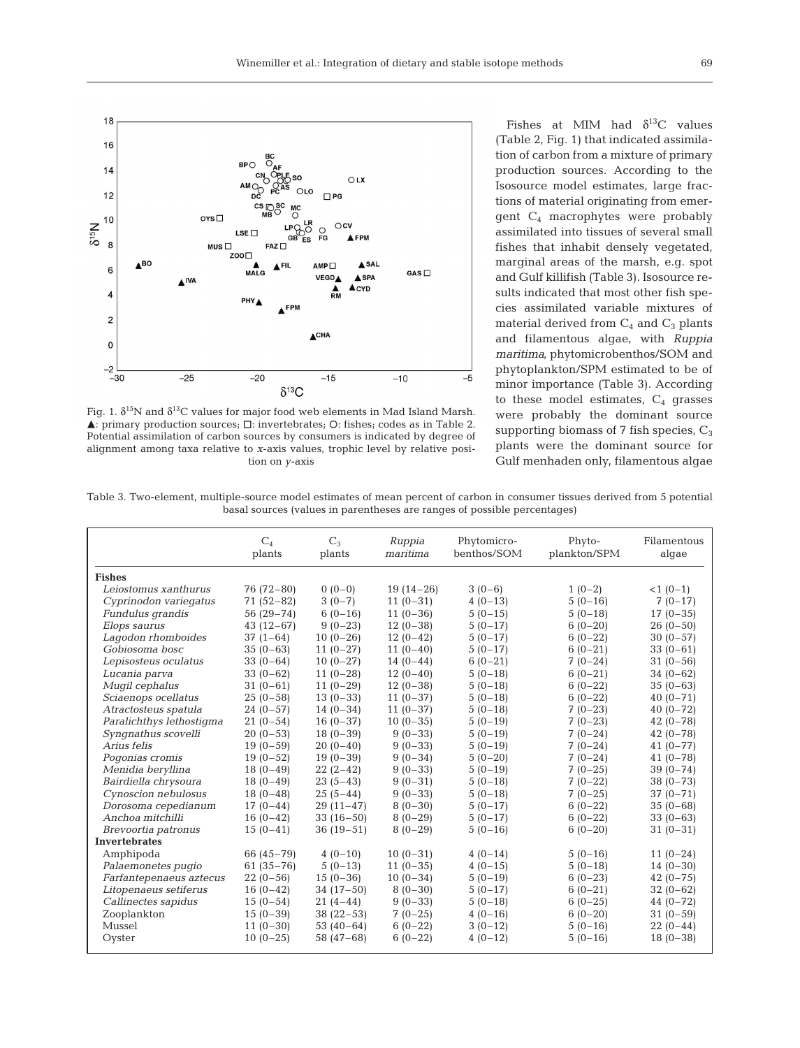Fig. 1. $\delta^{15}N$ and $\delta^{13}C$ values for major food web elements in Mad Island Marsh. ▲: primary production sources; □: invertebrates; ○: fishes; codes as in Table 2. Potential assimilation of carbon sources by consumers is indicated by degree of alignment among taxa relative to *x*-axis values, trophic level by relative position on *y*-axis

Fishes at MIM had $\delta^{13}C$ values (Table 2, Fig. 1) that indicated assimilation of carbon from a mixture of primary production sources. According to the Isosource model estimates, large fractions of material originating from emergent $C_4$ macrophytes were probably assimilated into tissues of several small fishes that inhabit densely vegetated, marginal areas of the marsh, e.g. spot and Gulf killifish (Table 3). Isosource results indicated that most other fish species assimilated variable mixtures of material derived from $C_4$ and $C_3$ plants and filamentous algae, with *Ruppia maritima*, phytomicrobenthos/SOM and phytoplankton/SPM estimated to be of minor importance (Table 3). According to these model estimates, $C_4$ grasses were probably the dominant source supporting biomass of 7 fish species, $C_3$ plants were the dominant source for Gulf menhaden only, filamentous algae

Table 3. Two-element, multiple-source model estimates of mean percent of carbon in consumer tissues derived from 5 potential basal sources (values in parentheses are ranges of possible percentages)

| | $C_4$ plants | $C_3$ plants | *Ruppia maritima* | Phytomicro-benthos/SOM | Phyto-plankton/SPM | Filamentous algae |
|---|---|---|---|---|---|---|
| **Fishes** | | | | | | |
| *Leiostomus xanthurus* | 76 (72–80) | 0 (0–0) | 19 (14–26) | 3 (0–6) | 1 (0–2) | <1 (0–1) |
| *Cyprinodon variegatus* | 71 (52–82) | 3 (0–7) | 11 (0–31) | 4 (0–13) | 5 (0–16) | 7 (0–17) |
| *Fundulus grandis* | 56 (29–74) | 6 (0–16) | 11 (0–36) | 5 (0–15) | 5 (0–18) | 17 (0–35) |
| *Elops saurus* | 43 (12–67) | 9 (0–23) | 12 (0–38) | 5 (0–17) | 6 (0–20) | 26 (0–50) |
| *Lagodon rhomboides* | 37 (1–64) | 10 (0–26) | 12 (0–42) | 5 (0–17) | 6 (0–22) | 30 (0–57) |
| *Gobiosoma bosc* | 35 (0–63) | 11 (0–27) | 11 (0–40) | 5 (0–17) | 6 (0–21) | 33 (0–61) |
| *Lepisosteus oculatus* | 33 (0–64) | 10 (0–27) | 14 (0–44) | 6 (0–21) | 7 (0–24) | 31 (0–56) |
| *Lucania parva* | 33 (0–62) | 11 (0–28) | 12 (0–40) | 5 (0–18) | 6 (0–21) | 34 (0–62) |
| *Mugil cephalus* | 31 (0–61) | 11 (0–29) | 12 (0–38) | 5 (0–18) | 6 (0–22) | 35 (0–63) |
| *Sciaenops ocellatus* | 25 (0–58) | 13 (0–33) | 11 (0–37) | 5 (0–18) | 6 (0–22) | 40 (0–71) |
| *Atractosteus spatula* | 24 (0–57) | 14 (0–34) | 11 (0–37) | 5 (0–18) | 7 (0–23) | 40 (0–72) |
| *Paralichthys lethostigma* | 21 (0–54) | 16 (0–37) | 10 (0–35) | 5 (0–19) | 7 (0–23) | 42 (0–78) |
| *Syngnathus scovelli* | 20 (0–53) | 18 (0–39) | 9 (0–33) | 5 (0–19) | 7 (0–24) | 42 (0–78) |
| *Arius felis* | 19 (0–59) | 20 (0–40) | 9 (0–33) | 5 (0–19) | 7 (0–24) | 41 (0–77) |
| *Pogonias cromis* | 19 (0–52) | 19 (0–39) | 9 (0–34) | 5 (0–20) | 7 (0–24) | 41 (0–78) |
| *Menidia beryllina* | 18 (0–49) | 22 (2–42) | 9 (0–33) | 5 (0–19) | 7 (0–25) | 39 (0–74) |
| *Bairdiella chrysoura* | 18 (0–49) | 23 (5–43) | 9 (0–31) | 5 (0–18) | 7 (0–22) | 38 (0–73) |
| *Cynoscion nebulosus* | 18 (0–48) | 25 (5–44) | 9 (0–33) | 5 (0–18) | 7 (0–25) | 37 (0–71) |
| *Dorosoma cepedianum* | 17 (0–44) | 29 (11–47) | 8 (0–30) | 5 (0–17) | 6 (0–25) | 35 (0–68) |
| *Anchoa mitchilli* | 16 (0–42) | 33 (16–50) | 8 (0–29) | 5 (0–17) | 6 (0–22) | 33 (0–63) |
| *Brevoortia patronus* | 15 (0–41) | 36 (19–51) | 8 (0–29) | 5 (0–16) | 6 (0–20) | 31 (0–31) |
| **Invertebrates** | | | | | | |
| Amphipoda | 66 (45–79) | 4 (0–10) | 10 (0–31) | 4 (0–14) | 5 (0–16) | 11 (0–24) |
| *Palaemonetes pugio* | 61 (35–76) | 5 (0–13) | 11 (0–35) | 4 (0–15) | 5 (0–18) | 14 (0–30) |
| *Farfantepenaeus aztecus* | 22 (0–56) | 15 (0–36) | 10 (0–34) | 5 (0–19) | 6 (0–23) | 42 (0–75) |
| *Litopenaeus setiferus* | 16 (0–42) | 34 (17–50) | 8 (0–30) | 5 (0–17) | 6 (0–21) | 32 (0–62) |
| *Callinectes sapidus* | 15 (0–54) | 21 (4–44) | 9 (0–33) | 5 (0–18) | 6 (0–25) | 44 (0–72) |
| Zooplankton | 15 (0–39) | 38 (22–53) | 7 (0–25) | 4 (0–16) | 6 (0–20) | 31 (0–59) |
| Mussel | 11 (0–30) | 53 (40–64) | 6 (0–22) | 3 (0–12) | 5 (0–16) | 22 (0–44) |
| Oyster | 10 (0–25) | 58 (47–68) | 6 (0–22) | 4 (0–12) | 5 (0–16) | 18 (0–38) |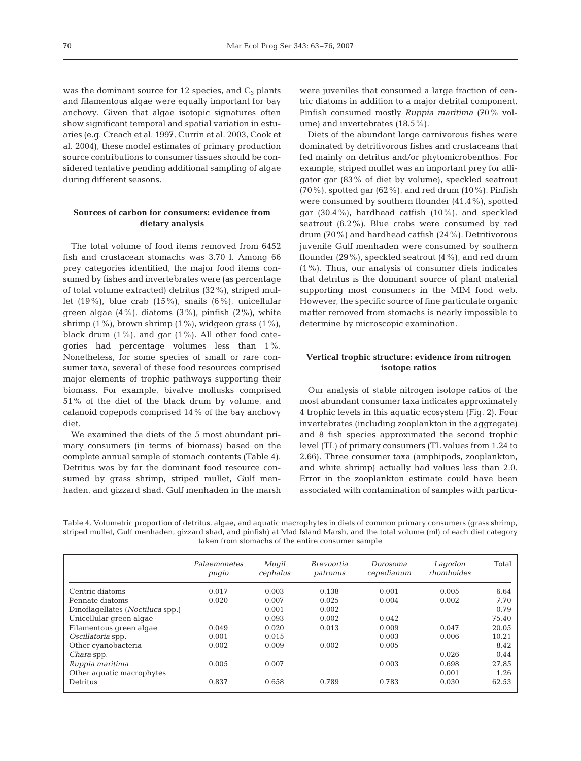was the dominant source for 12 species, and $C_3$ plants and filamentous algae were equally important for bay anchovy. Given that algae isotopic signatures often show significant temporal and spatial variation in estuaries (e.g. Creach et al. 1997, Currin et al. 2003, Cook et al. 2004), these model estimates of primary production source contributions to consumer tissues should be considered tentative pending additional sampling of algae during different seasons.

## Sources of carbon for consumers: evidence from dietary analysis

The total volume of food items removed from 6452 fish and crustacean stomachs was 3.70 l. Among 66 prey categories identified, the major food items consumed by fishes and invertebrates were (as percentage of total volume extracted) detritus (32%), striped mullet (19%), blue crab (15%), snails (6%), unicellular green algae (4%), diatoms (3%), pinfish (2%), white shrimp (1%), brown shrimp (1%), widgeon grass (1%), black drum (1%), and gar (1%). All other food categories had percentage volumes less than 1%. Nonetheless, for some species of small or rare consumer taxa, several of these food resources comprised major elements of trophic pathways supporting their biomass. For example, bivalve mollusks comprised 51% of the diet of the black drum by volume, and calanoid copepods comprised 14% of the bay anchovy diet.

We examined the diets of the 5 most abundant primary consumers (in terms of biomass) based on the complete annual sample of stomach contents (Table 4). Detritus was by far the dominant food resource consumed by grass shrimp, striped mullet, Gulf menhaden, and gizzard shad. Gulf menhaden in the marsh were juveniles that consumed a large fraction of centric diatoms in addition to a major detrital component. Pinfish consumed mostly *Ruppia maritima* (70% volume) and invertebrates (18.5%).

Diets of the abundant large carnivorous fishes were dominated by detritivorous fishes and crustaceans that fed mainly on detritus and/or phytomicrobenthos. For example, striped mullet was an important prey for alligator gar (83% of diet by volume), speckled seatrout (70%), spotted gar (62%), and red drum (10%). Pinfish were consumed by southern flounder (41.4%), spotted gar (30.4%), hardhead catfish (10%), and speckled seatrout (6.2%). Blue crabs were consumed by red drum (70%) and hardhead catfish (24%). Detritivorous juvenile Gulf menhaden were consumed by southern flounder (29%), speckled seatrout (4%), and red drum (1%). Thus, our analysis of consumer diets indicates that detritus is the dominant source of plant material supporting most consumers in the MIM food web. However, the specific source of fine particulate organic matter removed from stomachs is nearly impossible to determine by microscopic examination.

## Vertical trophic structure: evidence from nitrogen isotope ratios

Our analysis of stable nitrogen isotope ratios of the most abundant consumer taxa indicates approximately 4 trophic levels in this aquatic ecosystem (Fig. 2). Four invertebrates (including zooplankton in the aggregate) and 8 fish species approximated the second trophic level (TL) of primary consumers (TL values from 1.24 to 2.66). Three consumer taxa (amphipods, zooplankton, and white shrimp) actually had values less than 2.0. Error in the zooplankton estimate could have been associated with contamination of samples with particu-

Table 4. Volumetric proportion of detritus, algae, and aquatic macrophytes in diets of common primary consumers (grass shrimp, striped mullet, Gulf menhaden, gizzard shad, and pinfish) at Mad Island Marsh, and the total volume (ml) of each diet category taken from stomachs of the entire consumer sample

| | *Palaemonetes pugio* | *Mugil cephalus* | *Brevoortia patronus* | *Dorosoma cepedianum* | *Lagodon rhomboides* | Total |
|---|---|---|---|---|---|---|
| Centric diatoms | 0.017 | 0.003 | 0.138 | 0.001 | 0.005 | 6.64 |
| Pennate diatoms | 0.020 | 0.007 | 0.025 | 0.004 | 0.002 | 7.70 |
| Dinoflagellates (*Noctiluca* spp.) | | 0.001 | 0.002 | | | 0.79 |
| Unicellular green algae | | 0.093 | 0.002 | 0.042 | | 75.40 |
| Filamentous green algae | 0.049 | 0.020 | 0.013 | 0.009 | 0.047 | 20.05 |
| *Oscillatoria* spp. | 0.001 | 0.015 | | 0.003 | 0.006 | 10.21 |
| Other cyanobacteria | 0.002 | 0.009 | 0.002 | 0.005 | | 8.42 |
| *Chara* spp. | | | | | 0.026 | 0.44 |
| *Ruppia maritima* | 0.005 | 0.007 | | 0.003 | 0.698 | 27.85 |
| Other aquatic macrophytes | | | | | 0.001 | 1.26 |
| Detritus | 0.837 | 0.658 | 0.789 | 0.783 | 0.030 | 62.53 |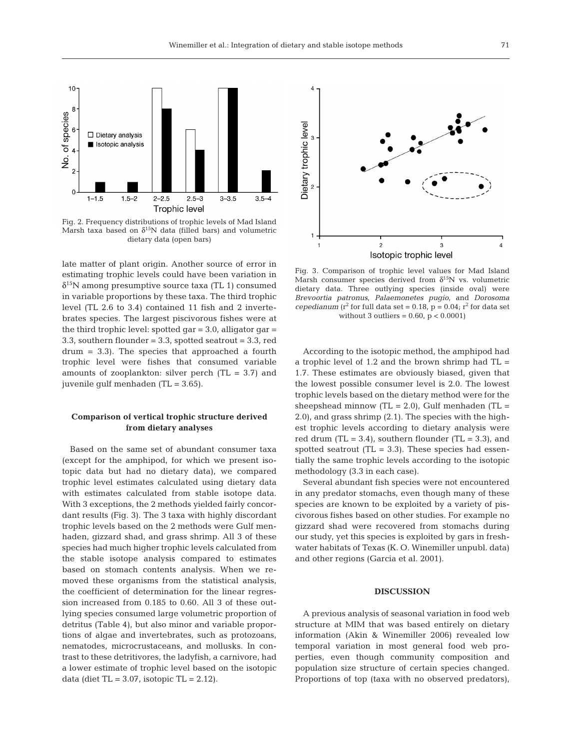Fig. 2. Frequency distributions of trophic levels of Mad Island Marsh taxa based on $\delta^{15}N$ data (filled bars) and volumetric dietary data (open bars)

Fig. 3. Comparison of trophic level values for Mad Island Marsh consumer species derived from $\delta^{15}N$ vs. volumetric dietary data. Three outlying species (inside oval) were *Brevoortia patronus*, *Palaemonetes pugio*, and *Dorosoma cepedianum* ($r^2$ for full data set = 0.18, $p = 0.04$; $r^2$ for data set without 3 outliers = 0.60, $p < 0.0001$)

late matter of plant origin. Another source of error in estimating trophic levels could have been variation in $\delta^{15}N$ among presumptive source taxa (TL 1) consumed in variable proportions by these taxa. The third trophic level (TL 2.6 to 3.4) contained 11 fish and 2 invertebrates species. The largest piscivorous fishes were at the third trophic level: spotted gar = 3.0, alligator gar = 3.3, southern flounder = 3.3, spotted seatrout = 3.3, red drum = 3.3). The species that approached a fourth trophic level were fishes that consumed variable amounts of zooplankton: silver perch (TL = 3.7) and juvenile gulf menhaden (TL = 3.65).

### Comparison of vertical trophic structure derived from dietary analyses

Based on the same set of abundant consumer taxa (except for the amphipod, for which we present isotopic data but had no dietary data), we compared trophic level estimates calculated using dietary data with estimates calculated from stable isotope data. With 3 exceptions, the 2 methods yielded fairly concordant results (Fig. 3). The 3 taxa with highly discordant trophic levels based on the 2 methods were Gulf menhaden, gizzard shad, and grass shrimp. All 3 of these species had much higher trophic levels calculated from the stable isotope analysis compared to estimates based on stomach contents analysis. When we removed these organisms from the statistical analysis, the coefficient of determination for the linear regression increased from 0.185 to 0.60. All 3 of these outlying species consumed large volumetric proportion of detritus (Table 4), but also minor and variable proportions of algae and invertebrates, such as protozoans, nematodes, microcrustaceans, and mollusks. In contrast to these detritivores, the ladyfish, a carnivore, had a lower estimate of trophic level based on the isotopic data (diet TL = 3.07, isotopic TL = 2.12).

According to the isotopic method, the amphipod had a trophic level of 1.2 and the brown shrimp had TL = 1.7. These estimates are obviously biased, given that the lowest possible consumer level is 2.0. The lowest trophic levels based on the dietary method were for the sheepshead minnow (TL = 2.0), Gulf menhaden (TL = 2.0), and grass shrimp (2.1). The species with the highest trophic levels according to dietary analysis were red drum (TL = 3.4), southern flounder (TL = 3.3), and spotted seatrout (TL = 3.3). These species had essentially the same trophic levels according to the isotopic methodology (3.3 in each case).

Several abundant fish species were not encountered in any predator stomachs, even though many of these species are known to be exploited by a variety of piscivorous fishes based on other studies. For example no gizzard shad were recovered from stomachs during our study, yet this species is exploited by gars in freshwater habitats of Texas (K. O. Winemiller unpubl. data) and other regions (Garcia et al. 2001).

## DISCUSSION

A previous analysis of seasonal variation in food web structure at MIM that was based entirely on dietary information (Akin & Winemiller 2006) revealed low temporal variation in most general food web properties, even though community composition and population size structure of certain species changed. Proportions of top (taxa with no observed predators),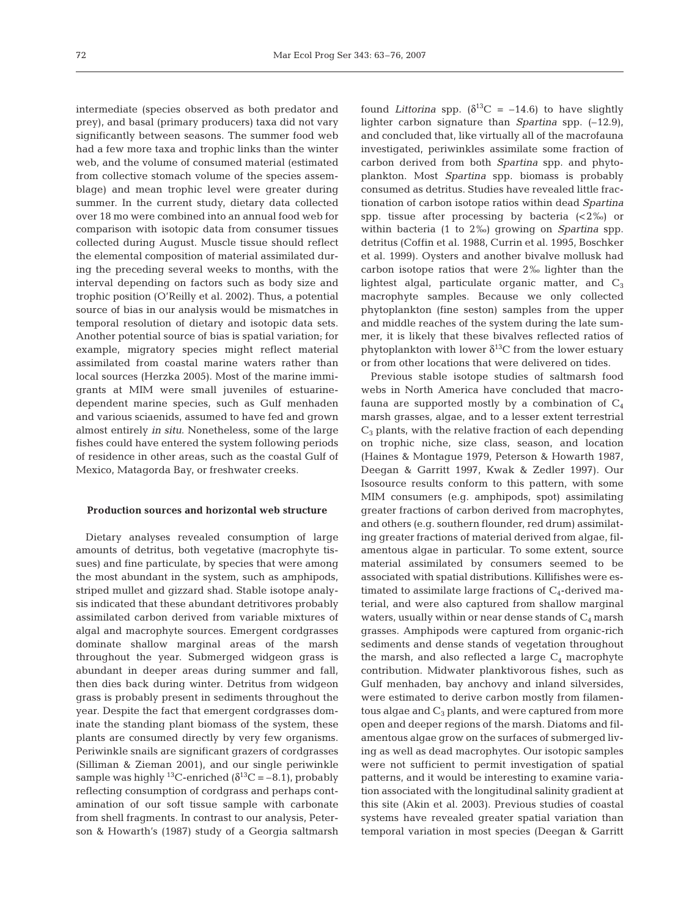intermediate (species observed as both predator and prey), and basal (primary producers) taxa did not vary significantly between seasons. The summer food web had a few more taxa and trophic links than the winter web, and the volume of consumed material (estimated from collective stomach volume of the species assemblage) and mean trophic level were greater during summer. In the current study, dietary data collected over 18 mo were combined into an annual food web for comparison with isotopic data from consumer tissues collected during August. Muscle tissue should reflect the elemental composition of material assimilated during the preceding several weeks to months, with the interval depending on factors such as body size and trophic position (O'Reilly et al. 2002). Thus, a potential source of bias in our analysis would be mismatches in temporal resolution of dietary and isotopic data sets. Another potential source of bias is spatial variation; for example, migratory species might reflect material assimilated from coastal marine waters rather than local sources (Herzka 2005). Most of the marine immigrants at MIM were small juveniles of estuarine-dependent marine species, such as Gulf menhaden and various sciaenids, assumed to have fed and grown almost entirely *in situ*. Nonetheless, some of the large fishes could have entered the system following periods of residence in other areas, such as the coastal Gulf of Mexico, Matagorda Bay, or freshwater creeks.

### Production sources and horizontal web structure

Dietary analyses revealed consumption of large amounts of detritus, both vegetative (macrophyte tissues) and fine particulate, by species that were among the most abundant in the system, such as amphipods, striped mullet and gizzard shad. Stable isotope analysis indicated that these abundant detritivores probably assimilated carbon derived from variable mixtures of algal and macrophyte sources. Emergent cordgrasses dominate shallow marginal areas of the marsh throughout the year. Submerged widgeon grass is abundant in deeper areas during summer and fall, then dies back during winter. Detritus from widgeon grass is probably present in sediments throughout the year. Despite the fact that emergent cordgrasses dominate the standing plant biomass of the system, these plants are consumed directly by very few organisms. Periwinkle snails are significant grazers of cordgrasses (Silliman & Zieman 2001), and our single periwinkle sample was highly $^{13}$C-enriched ($\delta^{13}C = -8.1$), probably reflecting consumption of cordgrass and perhaps contamination of our soft tissue sample with carbonate from shell fragments. In contrast to our analysis, Peterson & Howarth's (1987) study of a Georgia saltmarsh found *Littorina* spp. ($\delta^{13}C = -14.6$) to have slightly lighter carbon signature than *Spartina* spp. (–12.9), and concluded that, like virtually all of the macrofauna investigated, periwinkles assimilate some fraction of carbon derived from both *Spartina* spp. and phytoplankton. Most *Spartina* spp. biomass is probably consumed as detritus. Studies have revealed little fractionation of carbon isotope ratios within dead *Spartina* spp. tissue after processing by bacteria (<2‰) or within bacteria (1 to 2‰) growing on *Spartina* spp. detritus (Coffin et al. 1988, Currin et al. 1995, Boschker et al. 1999). Oysters and another bivalve mollusk had carbon isotope ratios that were 2‰ lighter than the lightest algal, particulate organic matter, and $C_3$ macrophyte samples. Because we only collected phytoplankton (fine seston) samples from the upper and middle reaches of the system during the late summer, it is likely that these bivalves reflected ratios of phytoplankton with lower $\delta^{13}C$ from the lower estuary or from other locations that were delivered on tides.

Previous stable isotope studies of saltmarsh food webs in North America have concluded that macrofauna are supported mostly by a combination of $C_4$ marsh grasses, algae, and to a lesser extent terrestrial $C_3$ plants, with the relative fraction of each depending on trophic niche, size class, season, and location (Haines & Montague 1979, Peterson & Howarth 1987, Deegan & Garritt 1997, Kwak & Zedler 1997). Our Isosource results conform to this pattern, with some MIM consumers (e.g. amphipods, spot) assimilating greater fractions of carbon derived from macrophytes, and others (e.g. southern flounder, red drum) assimilating greater fractions of material derived from algae, filamentous algae in particular. To some extent, source material assimilated by consumers seemed to be associated with spatial distributions. Killifishes were estimated to assimilate large fractions of $C_4$-derived material, and were also captured from shallow marginal waters, usually within or near dense stands of $C_4$ marsh grasses. Amphipods were captured from organic-rich sediments and dense stands of vegetation throughout the marsh, and also reflected a large $C_4$ macrophyte contribution. Midwater planktivorous fishes, such as Gulf menhaden, bay anchovy and inland silversides, were estimated to derive carbon mostly from filamentous algae and $C_3$ plants, and were captured from more open and deeper regions of the marsh. Diatoms and filamentous algae grow on the surfaces of submerged living as well as dead macrophytes. Our isotopic samples were not sufficient to permit investigation of spatial patterns, and it would be interesting to examine variation associated with the longitudinal salinity gradient at this site (Akin et al. 2003). Previous studies of coastal systems have revealed greater spatial variation than temporal variation in most species (Deegan & Garritt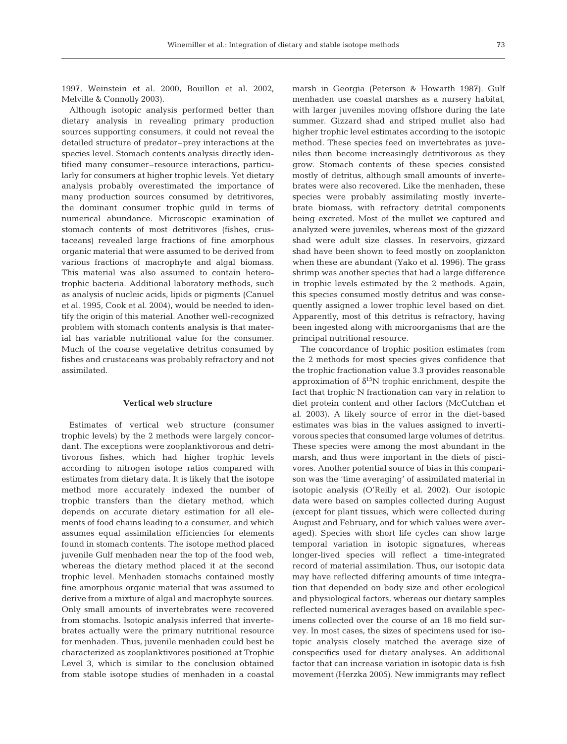1997, Weinstein et al. 2000, Bouillon et al. 2002, Melville & Connolly 2003).

Although isotopic analysis performed better than dietary analysis in revealing primary production sources supporting consumers, it could not reveal the detailed structure of predator–prey interactions at the species level. Stomach contents analysis directly identified many consumer–resource interactions, particularly for consumers at higher trophic levels. Yet dietary analysis probably overestimated the importance of many production sources consumed by detritivores, the dominant consumer trophic guild in terms of numerical abundance. Microscopic examination of stomach contents of most detritivores (fishes, crustaceans) revealed large fractions of fine amorphous organic material that were assumed to be derived from various fractions of macrophyte and algal biomass. This material was also assumed to contain heterotrophic bacteria. Additional laboratory methods, such as analysis of nucleic acids, lipids or pigments (Canuel et al. 1995, Cook et al. 2004), would be needed to identify the origin of this material. Another well-recognized problem with stomach contents analysis is that material has variable nutritional value for the consumer. Much of the coarse vegetative detritus consumed by fishes and crustaceans was probably refractory and not assimilated.

### Vertical web structure

Estimates of vertical web structure (consumer trophic levels) by the 2 methods were largely concordant. The exceptions were zooplanktivorous and detritivorous fishes, which had higher trophic levels according to nitrogen isotope ratios compared with estimates from dietary data. It is likely that the isotope method more accurately indexed the number of trophic transfers than the dietary method, which depends on accurate dietary estimation for all elements of food chains leading to a consumer, and which assumes equal assimilation efficiencies for elements found in stomach contents. The isotope method placed juvenile Gulf menhaden near the top of the food web, whereas the dietary method placed it at the second trophic level. Menhaden stomachs contained mostly fine amorphous organic material that was assumed to derive from a mixture of algal and macrophyte sources. Only small amounts of invertebrates were recovered from stomachs. Isotopic analysis inferred that invertebrates actually were the primary nutritional resource for menhaden. Thus, juvenile menhaden could best be characterized as zooplanktivores positioned at Trophic Level 3, which is similar to the conclusion obtained from stable isotope studies of menhaden in a coastal marsh in Georgia (Peterson & Howarth 1987). Gulf menhaden use coastal marshes as a nursery habitat, with larger juveniles moving offshore during the late summer. Gizzard shad and striped mullet also had higher trophic level estimates according to the isotopic method. These species feed on invertebrates as juveniles then become increasingly detritivorous as they grow. Stomach contents of these species consisted mostly of detritus, although small amounts of invertebrates were also recovered. Like the menhaden, these species were probably assimilating mostly invertebrate biomass, with refractory detrital components being excreted. Most of the mullet we captured and analyzed were juveniles, whereas most of the gizzard shad were adult size classes. In reservoirs, gizzard shad have been shown to feed mostly on zooplankton when these are abundant (Yako et al. 1996). The grass shrimp was another species that had a large difference in trophic levels estimated by the 2 methods. Again, this species consumed mostly detritus and was consequently assigned a lower trophic level based on diet. Apparently, most of this detritus is refractory, having been ingested along with microorganisms that are the principal nutritional resource.

The concordance of trophic position estimates from the 2 methods for most species gives confidence that the trophic fractionation value 3.3 provides reasonable approximation of $\delta^{15}N$ trophic enrichment, despite the fact that trophic N fractionation can vary in relation to diet protein content and other factors (McCutchan et al. 2003). A likely source of error in the diet-based estimates was bias in the values assigned to invertivorous species that consumed large volumes of detritus. These species were among the most abundant in the marsh, and thus were important in the diets of piscivores. Another potential source of bias in this comparison was the 'time averaging' of assimilated material in isotopic analysis (O'Reilly et al. 2002). Our isotopic data were based on samples collected during August (except for plant tissues, which were collected during August and February, and for which values were averaged). Species with short life cycles can show large temporal variation in isotopic signatures, whereas longer-lived species will reflect a time-integrated record of material assimilation. Thus, our isotopic data may have reflected differing amounts of time integration that depended on body size and other ecological and physiological factors, whereas our dietary samples reflected numerical averages based on available specimens collected over the course of an 18 mo field survey. In most cases, the sizes of specimens used for isotopic analysis closely matched the average size of conspecifics used for dietary analyses. An additional factor that can increase variation in isotopic data is fish movement (Herzka 2005). New immigrants may reflect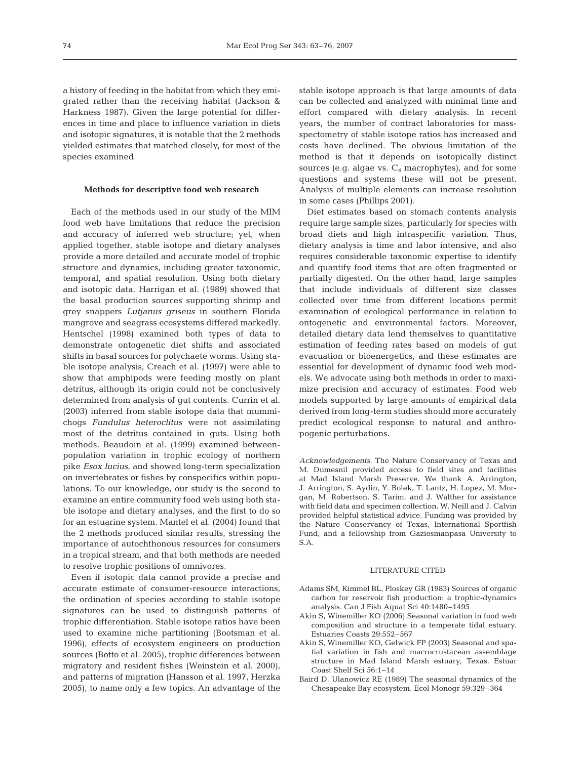a history of feeding in the habitat from which they emigrated rather than the receiving habitat (Jackson & Harkness 1987). Given the large potential for differences in time and place to influence variation in diets and isotopic signatures, it is notable that the 2 methods yielded estimates that matched closely, for most of the species examined.

### Methods for descriptive food web research

Each of the methods used in our study of the MIM food web have limitations that reduce the precision and accuracy of inferred web structure; yet, when applied together, stable isotope and dietary analyses provide a more detailed and accurate model of trophic structure and dynamics, including greater taxonomic, temporal, and spatial resolution. Using both dietary and isotopic data, Harrigan et al. (1989) showed that the basal production sources supporting shrimp and grey snappers *Lutjanus griseus* in southern Florida mangrove and seagrass ecosystems differed markedly. Hentschel (1998) examined both types of data to demonstrate ontogenetic diet shifts and associated shifts in basal sources for polychaete worms. Using stable isotope analysis, Creach et al. (1997) were able to show that amphipods were feeding mostly on plant detritus, although its origin could not be conclusively determined from analysis of gut contents. Currin et al. (2003) inferred from stable isotope data that mummichogs *Fundulus heteroclitus* were not assimilating most of the detritus contained in guts. Using both methods, Beaudoin et al. (1999) examined between-population variation in trophic ecology of northern pike *Esox lucius*, and showed long-term specialization on invertebrates or fishes by conspecifics within populations. To our knowledge, our study is the second to examine an entire community food web using both stable isotope and dietary analyses, and the first to do so for an estuarine system. Mantel et al. (2004) found that the 2 methods produced similar results, stressing the importance of autochthonous resources for consumers in a tropical stream, and that both methods are needed to resolve trophic positions of omnivores.

Even if isotopic data cannot provide a precise and accurate estimate of consumer-resource interactions, the ordination of species according to stable isotope signatures can be used to distinguish patterns of trophic differentiation. Stable isotope ratios have been used to examine niche partitioning (Bootsman et al. 1996), effects of ecosystem engineers on production sources (Botto et al. 2005), trophic differences between migratory and resident fishes (Weinstein et al. 2000), and patterns of migration (Hansson et al. 1997, Herzka 2005), to name only a few topics. An advantage of the stable isotope approach is that large amounts of data can be collected and analyzed with minimal time and effort compared with dietary analysis. In recent years, the number of contract laboratories for mass-spectometry of stable isotope ratios has increased and costs have declined. The obvious limitation of the method is that it depends on isotopically distinct sources (e.g. algae vs. $C_4$ macrophytes), and for some questions and systems these will not be present. Analysis of multiple elements can increase resolution in some cases (Phillips 2001).

Diet estimates based on stomach contents analysis require large sample sizes, particularly for species with broad diets and high intraspecific variation. Thus, dietary analysis is time and labor intensive, and also requires considerable taxonomic expertise to identify and quantify food items that are often fragmented or partially digested. On the other hand, large samples that include individuals of different size classes collected over time from different locations permit examination of ecological performance in relation to ontogenetic and environmental factors. Moreover, detailed dietary data lend themselves to quantitative estimation of feeding rates based on models of gut evacuation or bioenergetics, and these estimates are essential for development of dynamic food web models. We advocate using both methods in order to maximize precision and accuracy of estimates. Food web models supported by large amounts of empirical data derived from long-term studies should more accurately predict ecological response to natural and anthropogenic perturbations.

*Acknowledgements.* The Nature Conservancy of Texas and M. Dumesnil provided access to field sites and facilities at Mad Island Marsh Preserve. We thank A. Arrington, J. Arrington, S. Aydin, Y. Bolek, T. Lantz, H. Lopez, M. Morgan, M. Robertson, S. Tarim, and J. Walther for assistance with field data and specimen collection. W. Neill and J. Calvin provided helpful statistical advice. Funding was provided by the Nature Conservancy of Texas, International Sportfish Fund, and a fellowship from Gaziosmanpasa University to S.A.

### LITERATURE CITED

- Adams SM, Kimmel BL, Ploskey GR (1983) Sources of organic carbon for reservoir fish production: a trophic-dynamics analysis. Can J Fish Aquat Sci 40:1480–1495
- Akin S, Winemiller KO (2006) Seasonal variation in food web composition and structure in a temperate tidal estuary. Estuaries Coasts 29:552–567
- Akin S, Winemiller KO, Gelwick FP (2003) Seasonal and spatial variation in fish and macrocrustacean assemblage structure in Mad Island Marsh estuary, Texas. Estuar Coast Shelf Sci 56:1–14
- Baird D, Ulanowicz RE (1989) The seasonal dynamics of the Chesapeake Bay ecosystem. Ecol Monogr 59:329–364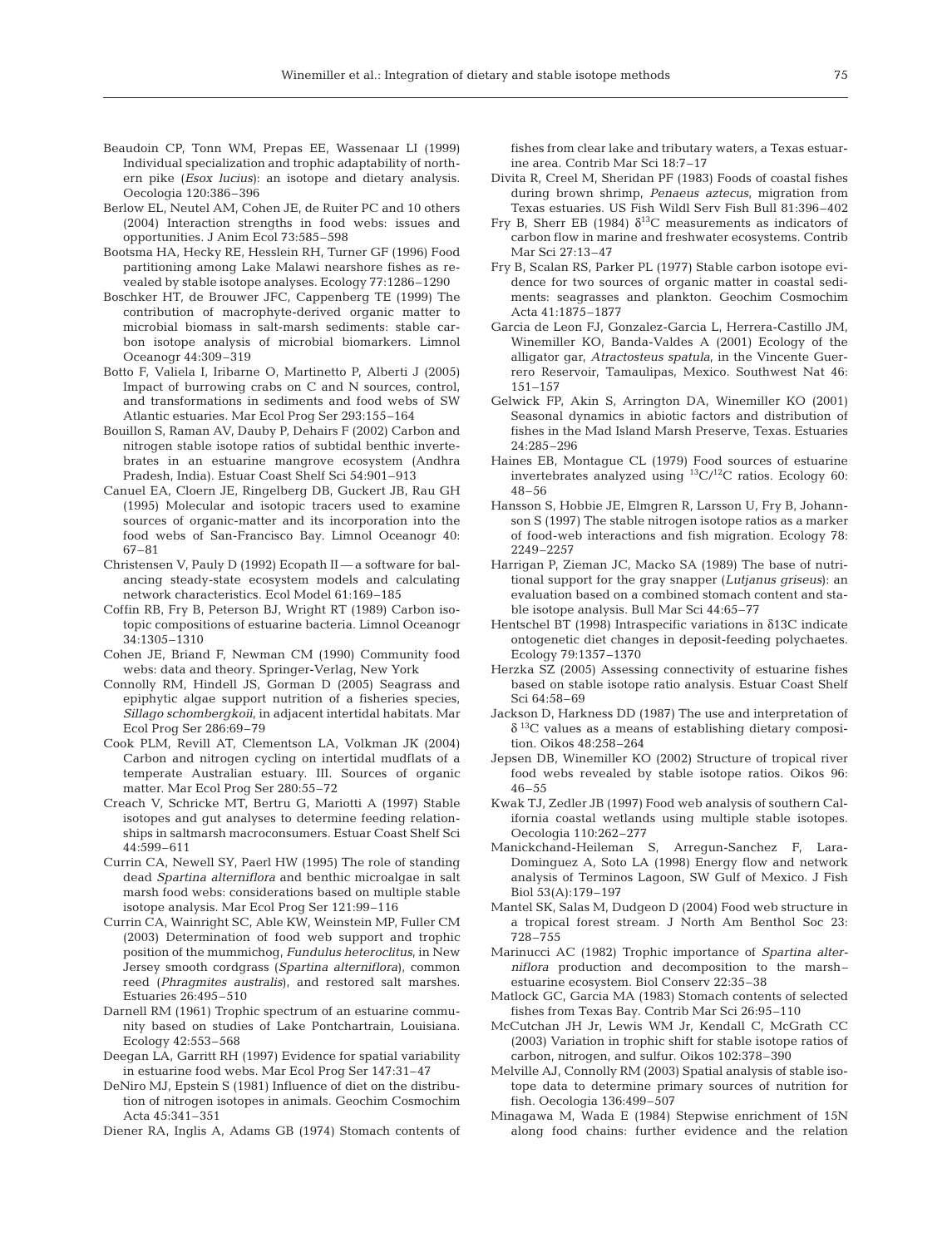Beaudoin CP, Tonn WM, Prepas EE, Wassenaar LI (1999) Individual specialization and trophic adaptability of northern pike (*Esox lucius*): an isotope and dietary analysis. Oecologia 120:386–396

Berlow EL, Neutel AM, Cohen JE, de Ruiter PC and 10 others (2004) Interaction strengths in food webs: issues and opportunities. J Anim Ecol 73:585–598

Bootsma HA, Hecky RE, Hesslein RH, Turner GF (1996) Food partitioning among Lake Malawi nearshore fishes as revealed by stable isotope analyses. Ecology 77:1286–1290

Boschker HT, de Brouwer JFC, Cappenberg TE (1999) The contribution of macrophyte-derived organic matter to microbial biomass in salt-marsh sediments: stable carbon isotope analysis of microbial biomarkers. Limnol Oceanogr 44:309–319

Botto F, Valiela I, Iribarne O, Martinetto P, Alberti J (2005) Impact of burrowing crabs on C and N sources, control, and transformations in sediments and food webs of SW Atlantic estuaries. Mar Ecol Prog Ser 293:155–164

Bouillon S, Raman AV, Dauby P, Dehairs F (2002) Carbon and nitrogen stable isotope ratios of subtidal benthic invertebrates in an estuarine mangrove ecosystem (Andhra Pradesh, India). Estuar Coast Shelf Sci 54:901–913

Canuel EA, Cloern JE, Ringelberg DB, Guckert JB, Rau GH (1995) Molecular and isotopic tracers used to examine sources of organic-matter and its incorporation into the food webs of San-Francisco Bay. Limnol Oceanogr 40: 67–81

Christensen V, Pauly D (1992) Ecopath II — a software for balancing steady-state ecosystem models and calculating network characteristics. Ecol Model 61:169–185

Coffin RB, Fry B, Peterson BJ, Wright RT (1989) Carbon isotopic compositions of estuarine bacteria. Limnol Oceanogr 34:1305–1310

Cohen JE, Briand F, Newman CM (1990) Community food webs: data and theory. Springer-Verlag, New York

Connolly RM, Hindell JS, Gorman D (2005) Seagrass and epiphytic algae support nutrition of a fisheries species, *Sillago schombergkoii*, in adjacent intertidal habitats. Mar Ecol Prog Ser 286:69–79

Cook PLM, Revill AT, Clementson LA, Volkman JK (2004) Carbon and nitrogen cycling on intertidal mudflats of a temperate Australian estuary. III. Sources of organic matter. Mar Ecol Prog Ser 280:55–72

Creach V, Schricke MT, Bertru G, Mariotti A (1997) Stable isotopes and gut analyses to determine feeding relationships in saltmarsh macroconsumers. Estuar Coast Shelf Sci 44:599–611

Currin CA, Newell SY, Paerl HW (1995) The role of standing dead *Spartina alterniflora* and benthic microalgae in salt marsh food webs: considerations based on multiple stable isotope analysis. Mar Ecol Prog Ser 121:99–116

Currin CA, Wainright SC, Able KW, Weinstein MP, Fuller CM (2003) Determination of food web support and trophic position of the mummichog, *Fundulus heteroclitus*, in New Jersey smooth cordgrass (*Spartina alterniflora*), common reed (*Phragmites australis*), and restored salt marshes. Estuaries 26:495–510

Darnell RM (1961) Trophic spectrum of an estuarine community based on studies of Lake Pontchartrain, Louisiana. Ecology 42:553–568

Deegan LA, Garritt RH (1997) Evidence for spatial variability in estuarine food webs. Mar Ecol Prog Ser 147:31–47

DeNiro MJ, Epstein S (1981) Influence of diet on the distribution of nitrogen isotopes in animals. Geochim Cosmochim Acta 45:341–351

Diener RA, Inglis A, Adams GB (1974) Stomach contents of fishes from clear lake and tributary waters, a Texas estuarine area. Contrib Mar Sci 18:7–17

Divita R, Creel M, Sheridan PF (1983) Foods of coastal fishes during brown shrimp, *Penaeus aztecus*, migration from Texas estuaries. US Fish Wildl Serv Fish Bull 81:396–402

Fry B, Sherr EB (1984) $\delta^{13}$C measurements as indicators of carbon flow in marine and freshwater ecosystems. Contrib Mar Sci 27:13–47

Fry B, Scalan RS, Parker PL (1977) Stable carbon isotope evidence for two sources of organic matter in coastal sediments: seagrasses and plankton. Geochim Cosmochim Acta 41:1875–1877

Garcia de Leon FJ, Gonzalez-Garcia L, Herrera-Castillo JM, Winemiller KO, Banda-Valdes A (2001) Ecology of the alligator gar, *Atractosteus spatula*, in the Vicente Guerrero Reservoir, Tamaulipas, Mexico. Southwest Nat 46: 151–157

Gelwick FP, Akin S, Arrington DA, Winemiller KO (2001) Seasonal dynamics in abiotic factors and distribution of fishes in the Mad Island Marsh Preserve, Texas. Estuaries 24:285–296

Haines EB, Montague CL (1979) Food sources of estuarine invertebrates analyzed using $^{13}$C/$^{12}$C ratios. Ecology 60: 48–56

Hansson S, Hobbie JE, Elmgren R, Larsson U, Fry B, Johannson S (1997) The stable nitrogen isotope ratios as a marker of food-web interactions and fish migration. Ecology 78: 2249–2257

Harrigan P, Zieman JC, Macko SA (1989) The base of nutritional support for the gray snapper (*Lutjanus griseus*): an evaluation based on a combined stomach content and stable isotope analysis. Bull Mar Sci 44:65–77

Hentschel BT (1998) Intraspecific variations in δ13C indicate ontogenetic diet changes in deposit-feeding polychaetes. Ecology 79:1357–1370

Herzka SZ (2005) Assessing connectivity of estuarine fishes based on stable isotope ratio analysis. Estuar Coast Shelf Sci 64:58–69

Jackson D, Harkness DD (1987) The use and interpretation of $\delta^{13}$C values as a means of establishing dietary composition. Oikos 48:258–264

Jepsen DB, Winemiller KO (2002) Structure of tropical river food webs revealed by stable isotope ratios. Oikos 96: 46–55

Kwak TJ, Zedler JB (1997) Food web analysis of southern California coastal wetlands using multiple stable isotopes. Oecologia 110:262–277

Manickchand-Heileman S, Arregun-Sanchez F, Lara-Dominguez A, Soto LA (1998) Energy flow and network analysis of Terminos Lagoon, SW Gulf of Mexico. J Fish Biol 53(A):179–197

Mantel SK, Salas M, Dudgeon D (2004) Food web structure in a tropical forest stream. J North Am Benthol Soc 23: 728–755

Marinucci AC (1982) Trophic importance of *Spartina alterniflora* production and decomposition to the marsh–estuarine ecosystem. Biol Conserv 22:35–38

Matlock GC, Garcia MA (1983) Stomach contents of selected fishes from Texas Bay. Contrib Mar Sci 26:95–110

McCutchan JH Jr, Lewis WM Jr, Kendall C, McGrath CC (2003) Variation in trophic shift for stable isotope ratios of carbon, nitrogen, and sulfur. Oikos 102:378–390

Melville AJ, Connolly RM (2003) Spatial analysis of stable isotope data to determine primary sources of nutrition for fish. Oecologia 136:499–507

Minagawa M, Wada E (1984) Stepwise enrichment of 15N along food chains: further evidence and the relation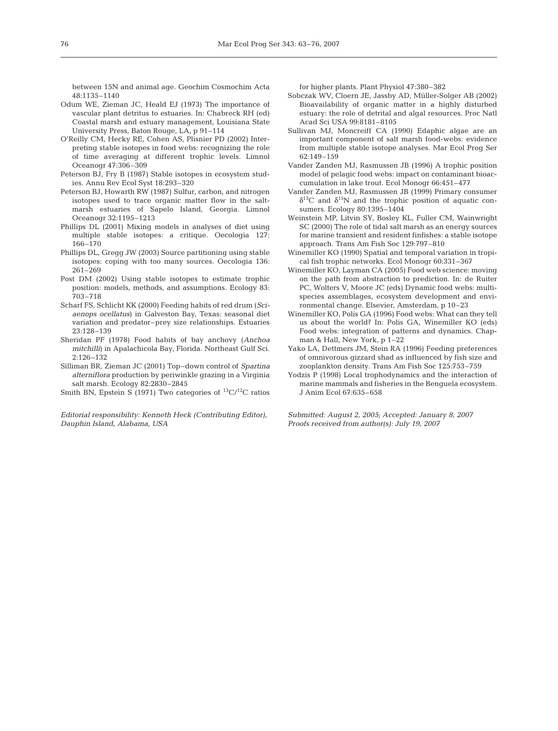between 15N and animal age. Geochim Cosmochim Acta 48:1135–1140

Odum WE, Zieman JC, Heald EJ (1973) The importance of vascular plant detritus to estuaries. In: Chabreck RH (ed) Coastal marsh and estuary management, Louisiana State University Press, Baton Rouge, LA, p 91–114

O'Reilly CM, Hecky RE, Cohen AS, Plisnier PD (2002) Interpreting stable isotopes in food webs: recognizing the role of time averaging at different trophic levels. Limnol Oceanogr 47:306–309

Peterson BJ, Fry B (1987) Stable isotopes in ecosystem studies. Annu Rev Ecol Syst 18:293–320

Peterson BJ, Howarth RW (1987) Sulfur, carbon, and nitrogen isotopes used to trace organic matter flow in the salt-marsh estuaries of Sapelo Island, Georgia. Limnol Oceanogr 32:1195–1213

Phillips DL (2001) Mixing models in analyses of diet using multiple stable isotopes: a critique. Oecologia 127: 166–170

Phillips DL, Gregg JW (2003) Source partitioning using stable isotopes: coping with too many sources. Oecologia 136: 261–269

Post DM (2002) Using stable isotopes to estimate trophic position: models, methods, and assumptions. Ecology 83: 703–718

Scharf FS, Schlicht KK (2000) Feeding habits of red drum (*Sciaenops ocellatus*) in Galveston Bay, Texas: seasonal diet variation and predator–prey size relationships. Estuaries 23:128–139

Sheridan PF (1978) Food habits of bay anchovy (*Anchoa mitchilli*) in Apalachicola Bay, Florida. Northeast Gulf Sci. 2:126–132

Silliman BR, Zieman JC (2001) Top–down control of *Spartina alterniflora* production by periwinkle grazing in a Virginia salt marsh. Ecology 82:2830–2845

Smith BN, Epstein S (1971) Two categories of $^{13}C/^{12}C$ ratios for higher plants. Plant Physiol 47:380–382

Sobczak WV, Cloern JE, Jassby AD, Müller-Solger AB (2002) Bioavailability of organic matter in a highly disturbed estuary: the role of detrital and algal resources. Proc Natl Acad Sci USA 99:8181–8105

Sullivan MJ, Moncreiff CA (1990) Edaphic algae are an important component of salt marsh food-webs: evidence from multiple stable isotope analyses. Mar Ecol Prog Ser 62:149–159

Vander Zanden MJ, Rasmussen JB (1996) A trophic position model of pelagic food webs: impact on contaminant bioaccumulation in lake trout. Ecol Monogr 66:451–477

Vander Zanden MJ, Rasmussen JB (1999) Primary consumer $\delta^{13}C$ and $\delta^{15}N$ and the trophic position of aquatic consumers. Ecology 80:1395–1404

Weinstein MP, Litvin SY, Bosley KL, Fuller CM, Wainwright SC (2000) The role of tidal salt marsh as an energy sources for marine transient and resident finfishes: a stable isotope approach. Trans Am Fish Soc 129:797–810

Winemiller KO (1990) Spatial and temporal variation in tropical fish trophic networks. Ecol Monogr 60:331–367

Winemiller KO, Layman CA (2005) Food web science: moving on the path from abstraction to prediction. In: de Ruiter PC, Wolters V, Moore JC (eds) Dynamic food webs: multi-species assemblages, ecosystem development and environmental change. Elsevier, Amsterdam, p 10–23

Winemiller KO, Polis GA (1996) Food webs: What can they tell us about the world? In: Polis GA, Winemiller KO (eds) Food webs: integration of patterns and dynamics. Chapman & Hall, New York, p 1–22

Yako LA, Dettmers JM, Stein RA (1996) Feeding preferences of omnivorous gizzard shad as influenced by fish size and zooplankton density. Trans Am Fish Soc 125:753–759

Yodzis P (1998) Local trophodynamics and the interaction of marine mammals and fisheries in the Benguela ecosystem. J Anim Ecol 67:635–658

*Editorial responsibility: Kenneth Heck (Contributing Editor), Dauphin Island, Alabama, USA*

*Submitted: August 2, 2005; Accepted: January 8, 2007*
*Proofs received from author(s): July 19, 2007*